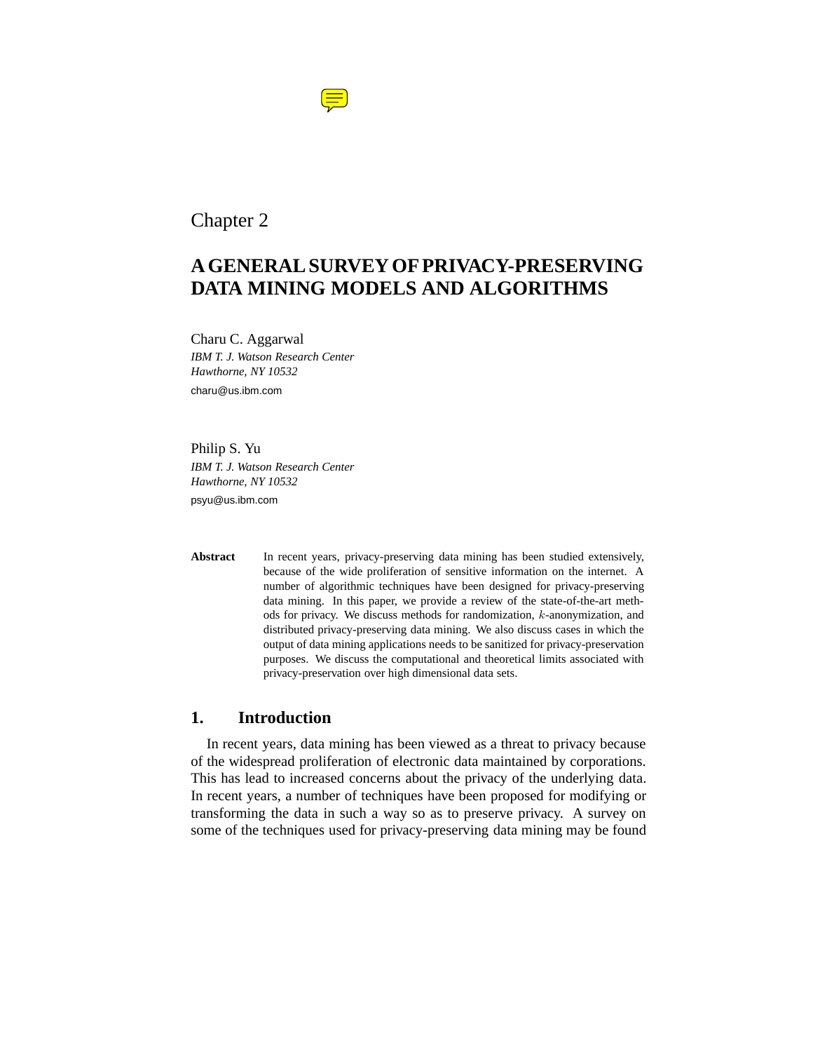Chapter 2

# A GENERAL SURVEY OF PRIVACY-PRESERVING DATA MINING MODELS AND ALGORITHMS

Charu C. Aggarwal
*IBM T. J. Watson Research Center*
*Hawthorne, NY 10532*
charu@us.ibm.com

Philip S. Yu
*IBM T. J. Watson Research Center*
*Hawthorne, NY 10532*
psyu@us.ibm.com

**Abstract** In recent years, privacy-preserving data mining has been studied extensively, because of the wide proliferation of sensitive information on the internet. A number of algorithmic techniques have been designed for privacy-preserving data mining. In this paper, we provide a review of the state-of-the-art methods for privacy. We discuss methods for randomization, $k$-anonymization, and distributed privacy-preserving data mining. We also discuss cases in which the output of data mining applications needs to be sanitized for privacy-preservation purposes. We discuss the computational and theoretical limits associated with privacy-preservation over high dimensional data sets.

## 1. Introduction

In recent years, data mining has been viewed as a threat to privacy because of the widespread proliferation of electronic data maintained by corporations. This has lead to increased concerns about the privacy of the underlying data. In recent years, a number of techniques have been proposed for modifying or transforming the data in such a way so as to preserve privacy. A survey on some of the techniques used for privacy-preserving data mining may be found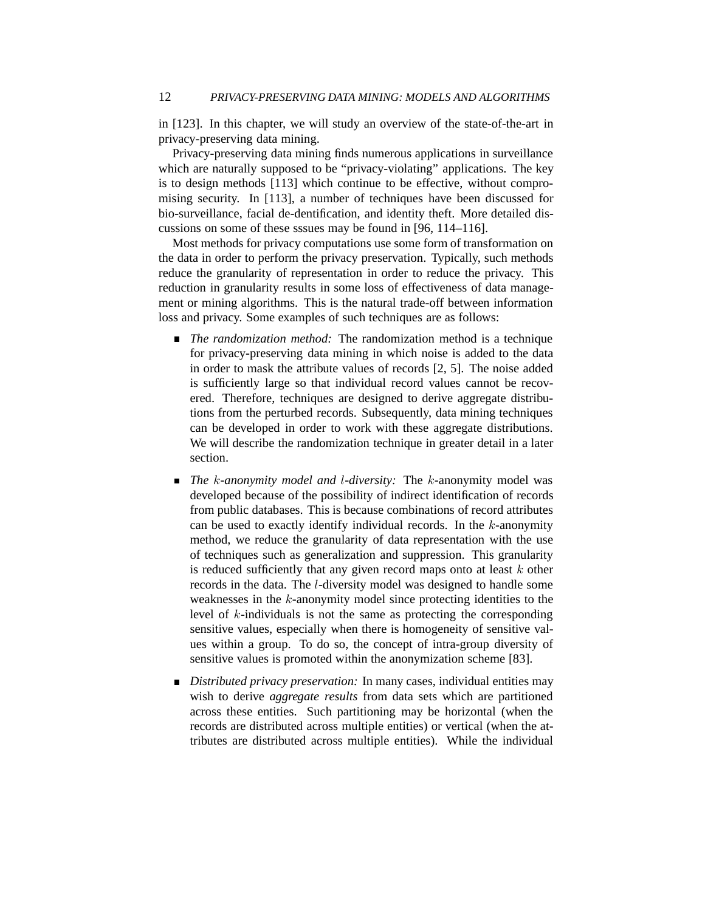in [123]. In this chapter, we will study an overview of the state-of-the-art in privacy-preserving data mining.

Privacy-preserving data mining finds numerous applications in surveillance which are naturally supposed to be "privacy-violating" applications. The key is to design methods [113] which continue to be effective, without compromising security. In [113], a number of techniques have been discussed for bio-surveillance, facial de-dentification, and identity theft. More detailed discussions on some of these sssues may be found in [96, 114–116].

Most methods for privacy computations use some form of transformation on the data in order to perform the privacy preservation. Typically, such methods reduce the granularity of representation in order to reduce the privacy. This reduction in granularity results in some loss of effectiveness of data management or mining algorithms. This is the natural trade-off between information loss and privacy. Some examples of such techniques are as follows:

- *The randomization method:* The randomization method is a technique for privacy-preserving data mining in which noise is added to the data in order to mask the attribute values of records [2, 5]. The noise added is sufficiently large so that individual record values cannot be recovered. Therefore, techniques are designed to derive aggregate distributions from the perturbed records. Subsequently, data mining techniques can be developed in order to work with these aggregate distributions. We will describe the randomization technique in greater detail in a later section.

- *The $k$-anonymity model and $l$-diversity:* The $k$-anonymity model was developed because of the possibility of indirect identification of records from public databases. This is because combinations of record attributes can be used to exactly identify individual records. In the $k$-anonymity method, we reduce the granularity of data representation with the use of techniques such as generalization and suppression. This granularity is reduced sufficiently that any given record maps onto at least $k$ other records in the data. The $l$-diversity model was designed to handle some weaknesses in the $k$-anonymity model since protecting identities to the level of $k$-individuals is not the same as protecting the corresponding sensitive values, especially when there is homogeneity of sensitive values within a group. To do so, the concept of intra-group diversity of sensitive values is promoted within the anonymization scheme [83].

- *Distributed privacy preservation:* In many cases, individual entities may wish to derive *aggregate results* from data sets which are partitioned across these entities. Such partitioning may be horizontal (when the records are distributed across multiple entities) or vertical (when the attributes are distributed across multiple entities). While the individual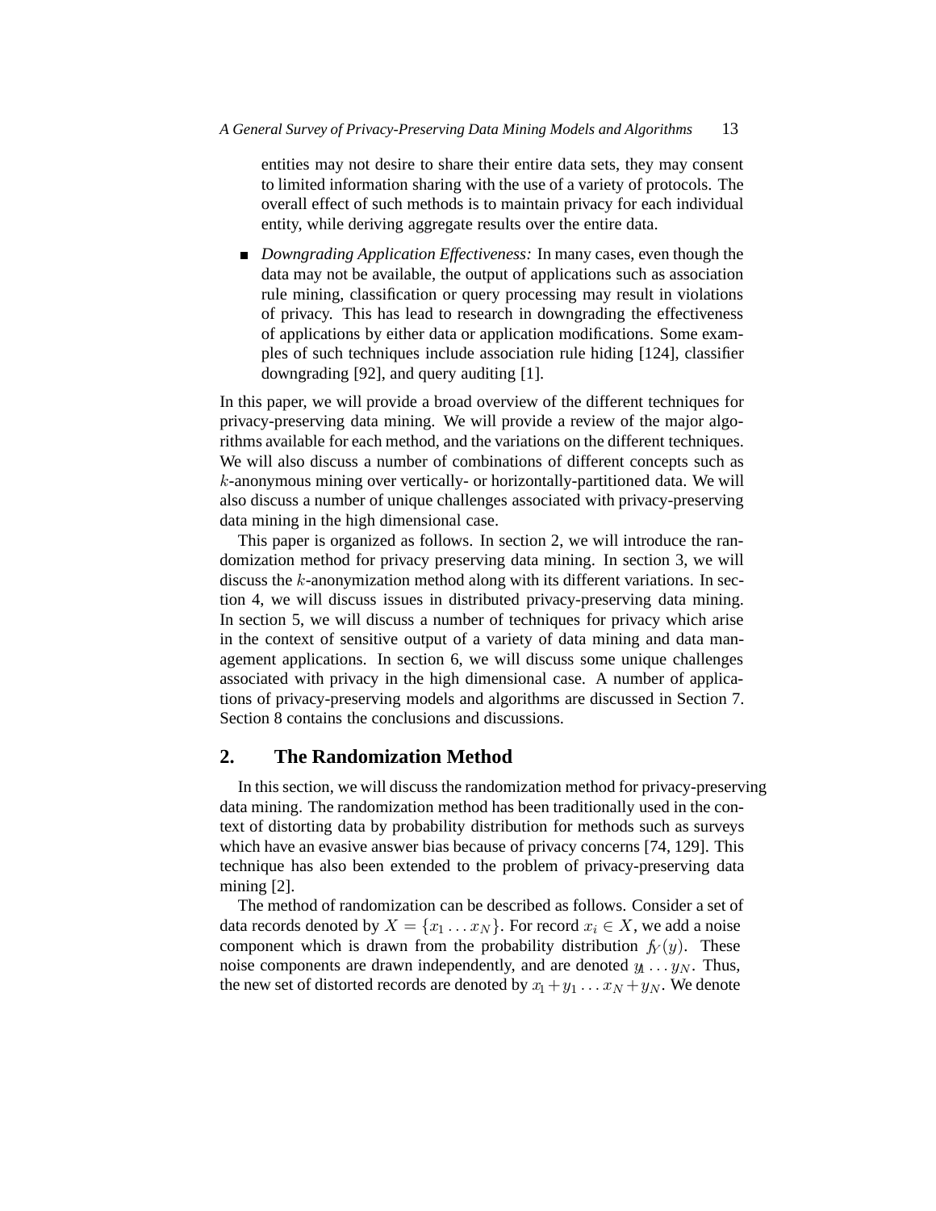entities may not desire to share their entire data sets, they may consent to limited information sharing with the use of a variety of protocols. The overall effect of such methods is to maintain privacy for each individual entity, while deriving aggregate results over the entire data.

- *Downgrading Application Effectiveness:* In many cases, even though the data may not be available, the output of applications such as association rule mining, classification or query processing may result in violations of privacy. This has lead to research in downgrading the effectiveness of applications by either data or application modifications. Some examples of such techniques include association rule hiding [124], classifier downgrading [92], and query auditing [1].

In this paper, we will provide a broad overview of the different techniques for privacy-preserving data mining. We will provide a review of the major algorithms available for each method, and the variations on the different techniques. We will also discuss a number of combinations of different concepts such as $k$-anonymous mining over vertically- or horizontally-partitioned data. We will also discuss a number of unique challenges associated with privacy-preserving data mining in the high dimensional case.

This paper is organized as follows. In section 2, we will introduce the randomization method for privacy preserving data mining. In section 3, we will discuss the $k$-anonymization method along with its different variations. In section 4, we will discuss issues in distributed privacy-preserving data mining. In section 5, we will discuss a number of techniques for privacy which arise in the context of sensitive output of a variety of data mining and data management applications. In section 6, we will discuss some unique challenges associated with privacy in the high dimensional case. A number of applications of privacy-preserving models and algorithms are discussed in Section 7. Section 8 contains the conclusions and discussions.

## 2. The Randomization Method

In this section, we will discuss the randomization method for privacy-preserving data mining. The randomization method has been traditionally used in the context of distorting data by probability distribution for methods such as surveys which have an evasive answer bias because of privacy concerns [74, 129]. This technique has also been extended to the problem of privacy-preserving data mining [2].

The method of randomization can be described as follows. Consider a set of data records denoted by $X = \{x_1 \ldots x_N\}$. For record $x_i \in X$, we add a noise component which is drawn from the probability distribution $f_Y(y)$. These noise components are drawn independently, and are denoted $y_1 \ldots y_N$. Thus, the new set of distorted records are denoted by $x_1 + y_1 \ldots x_N + y_N$. We denote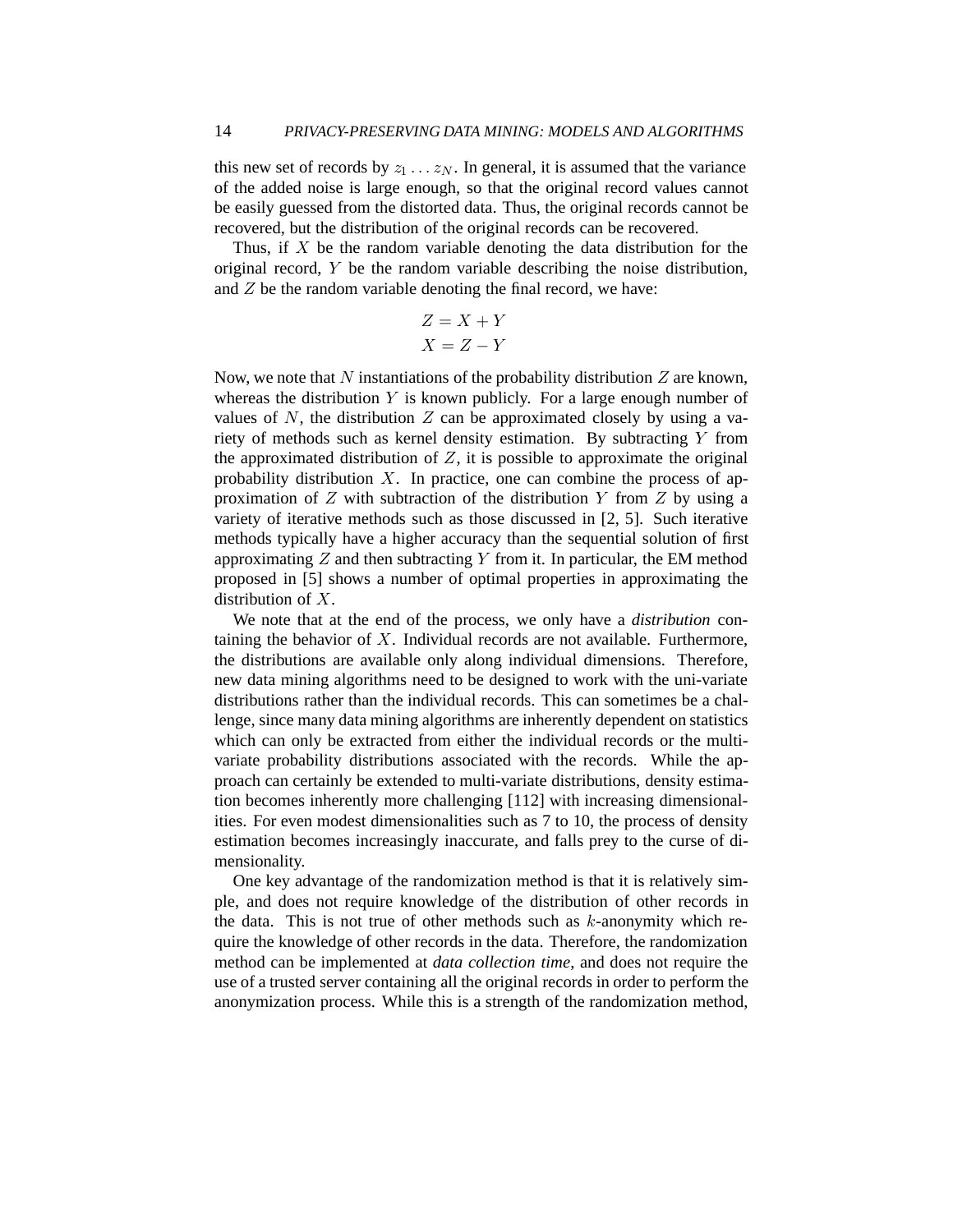this new set of records by $z_1 \ldots z_N$. In general, it is assumed that the variance of the added noise is large enough, so that the original record values cannot be easily guessed from the distorted data. Thus, the original records cannot be recovered, but the distribution of the original records can be recovered.

Thus, if $X$ be the random variable denoting the data distribution for the original record, $Y$ be the random variable describing the noise distribution, and $Z$ be the random variable denoting the final record, we have:

$$Z = X + Y$$
$$X = Z - Y$$

Now, we note that $N$ instantiations of the probability distribution $Z$ are known, whereas the distribution $Y$ is known publicly. For a large enough number of values of $N$, the distribution $Z$ can be approximated closely by using a variety of methods such as kernel density estimation. By subtracting $Y$ from the approximated distribution of $Z$, it is possible to approximate the original probability distribution $X$. In practice, one can combine the process of approximation of $Z$ with subtraction of the distribution $Y$ from $Z$ by using a variety of iterative methods such as those discussed in [2, 5]. Such iterative methods typically have a higher accuracy than the sequential solution of first approximating $Z$ and then subtracting $Y$ from it. In particular, the EM method proposed in [5] shows a number of optimal properties in approximating the distribution of $X$.

We note that at the end of the process, we only have a *distribution* containing the behavior of $X$. Individual records are not available. Furthermore, the distributions are available only along individual dimensions. Therefore, new data mining algorithms need to be designed to work with the uni-variate distributions rather than the individual records. This can sometimes be a challenge, since many data mining algorithms are inherently dependent on statistics which can only be extracted from either the individual records or the multi-variate probability distributions associated with the records. While the approach can certainly be extended to multi-variate distributions, density estimation becomes inherently more challenging [112] with increasing dimensionalities. For even modest dimensionalities such as 7 to 10, the process of density estimation becomes increasingly inaccurate, and falls prey to the curse of dimensionality.

One key advantage of the randomization method is that it is relatively simple, and does not require knowledge of the distribution of other records in the data. This is not true of other methods such as $k$-anonymity which require the knowledge of other records in the data. Therefore, the randomization method can be implemented at *data collection time*, and does not require the use of a trusted server containing all the original records in order to perform the anonymization process. While this is a strength of the randomization method,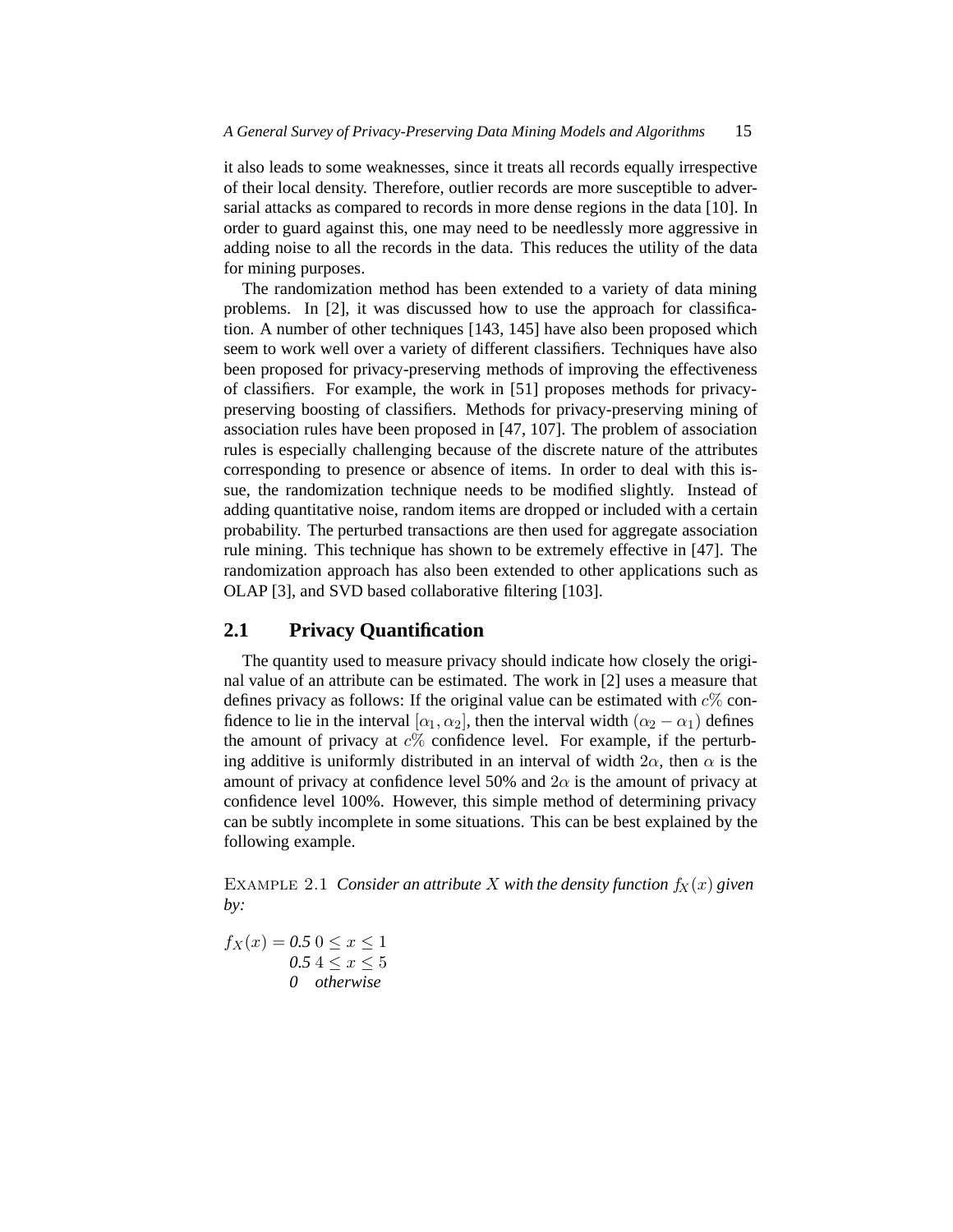it also leads to some weaknesses, since it treats all records equally irrespective of their local density. Therefore, outlier records are more susceptible to adversarial attacks as compared to records in more dense regions in the data [10]. In order to guard against this, one may need to be needlessly more aggressive in adding noise to all the records in the data. This reduces the utility of the data for mining purposes.

The randomization method has been extended to a variety of data mining problems. In [2], it was discussed how to use the approach for classification. A number of other techniques [143, 145] have also been proposed which seem to work well over a variety of different classifiers. Techniques have also been proposed for privacy-preserving methods of improving the effectiveness of classifiers. For example, the work in [51] proposes methods for privacy-preserving boosting of classifiers. Methods for privacy-preserving mining of association rules have been proposed in [47, 107]. The problem of association rules is especially challenging because of the discrete nature of the attributes corresponding to presence or absence of items. In order to deal with this issue, the randomization technique needs to be modified slightly. Instead of adding quantitative noise, random items are dropped or included with a certain probability. The perturbed transactions are then used for aggregate association rule mining. This technique has shown to be extremely effective in [47]. The randomization approach has also been extended to other applications such as OLAP [3], and SVD based collaborative filtering [103].

## 2.1 Privacy Quantification

The quantity used to measure privacy should indicate how closely the original value of an attribute can be estimated. The work in [2] uses a measure that defines privacy as follows: If the original value can be estimated with $c\%$ confidence to lie in the interval $[\alpha_1, \alpha_2]$, then the interval width $(\alpha_2 - \alpha_1)$ defines the amount of privacy at $c\%$ confidence level. For example, if the perturbing additive is uniformly distributed in an interval of width $2\alpha$, then $\alpha$ is the amount of privacy at confidence level 50% and $2\alpha$ is the amount of privacy at confidence level 100%. However, this simple method of determining privacy can be subtly incomplete in some situations. This can be best explained by the following example.

EXAMPLE 2.1 *Consider an attribute $X$ with the density function $f_X(x)$ given by:*

$$
f_X(x) = \begin{cases} 0.5 & 0 \leq x \leq 1 \\ 0.5 & 4 \leq x \leq 5 \\ 0 & \text{otherwise} \end{cases}
$$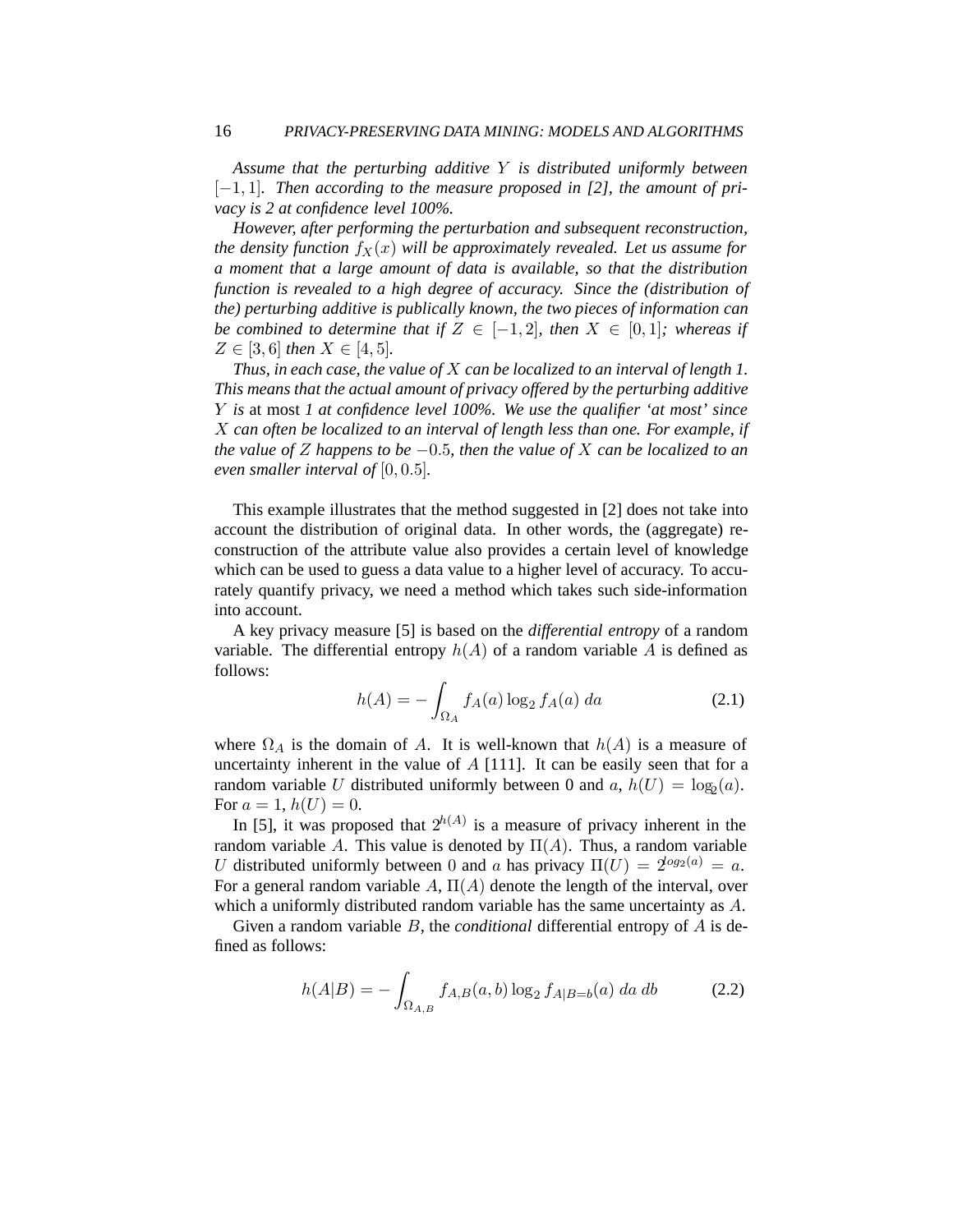*Assume that the perturbing additive $Y$ is distributed uniformly between $[-1, 1]$. Then according to the measure proposed in [2], the amount of privacy is 2 at confidence level 100%.*

*However, after performing the perturbation and subsequent reconstruction, the density function $f_X(x)$ will be approximately revealed. Let us assume for a moment that a large amount of data is available, so that the distribution function is revealed to a high degree of accuracy. Since the (distribution of the) perturbing additive is publically known, the two pieces of information can be combined to determine that if $Z \in [-1, 2]$, then $X \in [0, 1]$; whereas if $Z \in [3, 6]$ then $X \in [4, 5]$.*

*Thus, in each case, the value of $X$ can be localized to an interval of length 1. This means that the actual amount of privacy offered by the perturbing additive $Y$ is* at most *1 at confidence level 100%. We use the qualifier 'at most' since $X$ can often be localized to an interval of length less than one. For example, if the value of $Z$ happens to be $-0.5$, then the value of $X$ can be localized to an even smaller interval of $[0, 0.5]$.*

This example illustrates that the method suggested in [2] does not take into account the distribution of original data. In other words, the (aggregate) reconstruction of the attribute value also provides a certain level of knowledge which can be used to guess a data value to a higher level of accuracy. To accurately quantify privacy, we need a method which takes such side-information into account.

A key privacy measure [5] is based on the *differential entropy* of a random variable. The differential entropy $h(A)$ of a random variable $A$ is defined as follows:

$$h(A) = -\int_{\Omega_A} f_A(a) \log_2 f_A(a) \, da \tag{2.1}$$

where $\Omega_A$ is the domain of $A$. It is well-known that $h(A)$ is a measure of uncertainty inherent in the value of $A$ [111]. It can be easily seen that for a random variable $U$ distributed uniformly between 0 and $a$, $h(U) = \log_2(a)$. For $a = 1$, $h(U) = 0$.

In [5], it was proposed that $2^{h(A)}$ is a measure of privacy inherent in the random variable $A$. This value is denoted by $\Pi(A)$. Thus, a random variable $U$ distributed uniformly between 0 and $a$ has privacy $\Pi(U) = 2^{log_2(a)} = a$. For a general random variable $A$, $\Pi(A)$ denote the length of the interval, over which a uniformly distributed random variable has the same uncertainty as $A$.

Given a random variable $B$, the *conditional* differential entropy of $A$ is defined as follows:

$$h(A|B) = -\int_{\Omega_{A,B}} f_{A,B}(a,b) \log_2 f_{A|B=b}(a) \, da \, db \tag{2.2}$$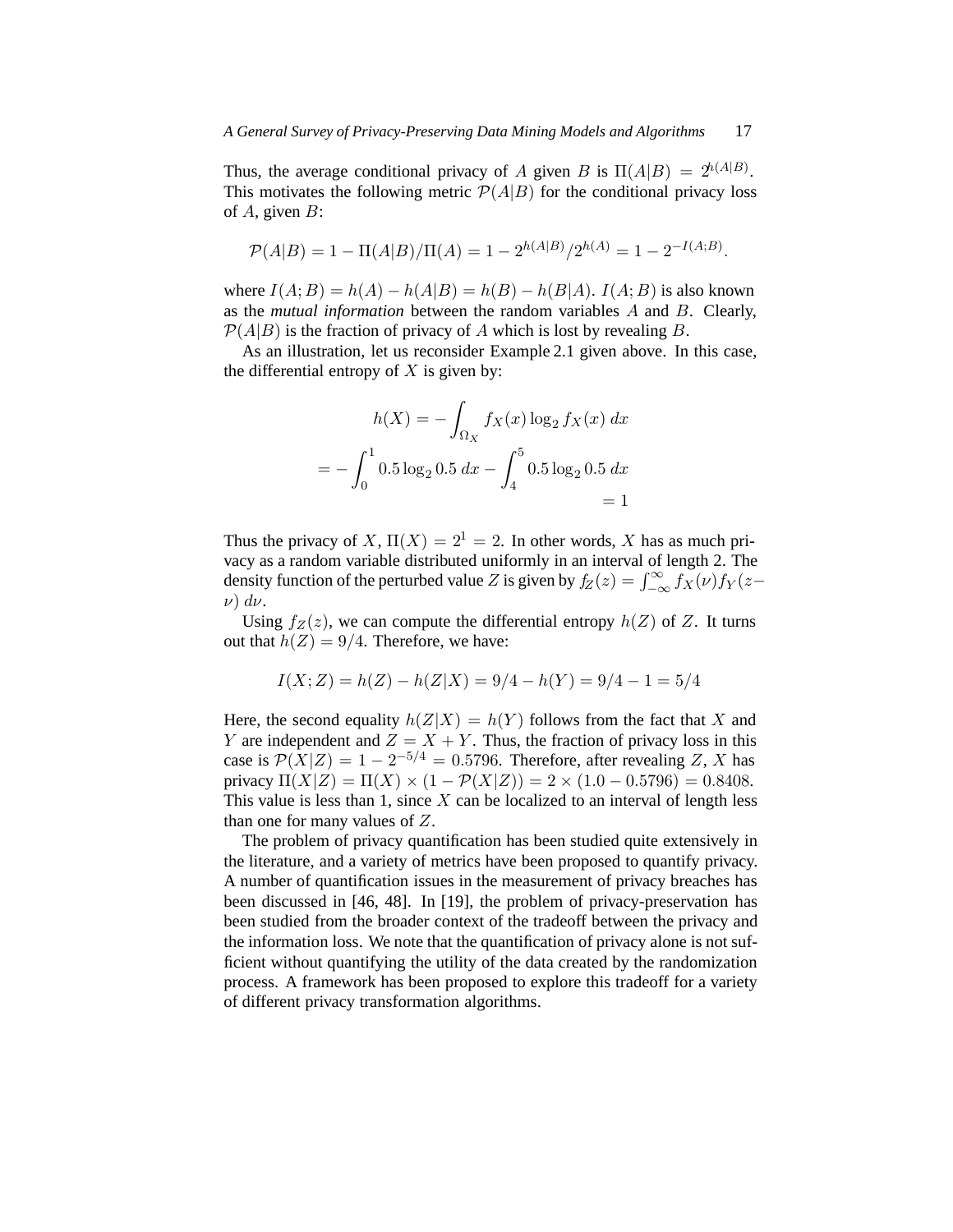Thus, the average conditional privacy of $A$ given $B$ is $\Pi(A|B) = 2^{h(A|B)}$. This motivates the following metric $\mathcal{P}(A|B)$ for the conditional privacy loss of $A$, given $B$:

$$\mathcal{P}(A|B) = 1 - \Pi(A|B)/\Pi(A) = 1 - 2^{h(A|B)}/2^{h(A)} = 1 - 2^{-I(A;B)}.$$

where $I(A;B) = h(A) - h(A|B) = h(B) - h(B|A)$. $I(A;B)$ is also known as the ***mutual information*** between the random variables $A$ and $B$. Clearly, $\mathcal{P}(A|B)$ is the fraction of privacy of $A$ which is lost by revealing $B$.

As an illustration, let us reconsider Example 2.1 given above. In this case, the differential entropy of $X$ is given by:

$$h(X) = -\int_{\Omega_X} f_X(x) \log_2 f_X(x)\, dx$$
$$= -\int_0^1 0.5 \log_2 0.5\, dx - \int_4^5 0.5 \log_2 0.5\, dx$$
$$= 1$$

Thus the privacy of $X$, $\Pi(X) = 2^1 = 2$. In other words, $X$ has as much privacy as a random variable distributed uniformly in an interval of length 2. The density function of the perturbed value $Z$ is given by $f_Z(z) = \int_{-\infty}^{\infty} f_X(\nu) f_Y(z-\nu)\, d\nu$.

Using $f_Z(z)$, we can compute the differential entropy $h(Z)$ of $Z$. It turns out that $h(Z) = 9/4$. Therefore, we have:

$$I(X;Z) = h(Z) - h(Z|X) = 9/4 - h(Y) = 9/4 - 1 = 5/4$$

Here, the second equality $h(Z|X) = h(Y)$ follows from the fact that $X$ and $Y$ are independent and $Z = X + Y$. Thus, the fraction of privacy loss in this case is $\mathcal{P}(X|Z) = 1 - 2^{-5/4} = 0.5796$. Therefore, after revealing $Z$, $X$ has privacy $\Pi(X|Z) = \Pi(X) \times (1 - \mathcal{P}(X|Z)) = 2 \times (1.0 - 0.5796) = 0.8408$. This value is less than 1, since $X$ can be localized to an interval of length less than one for many values of $Z$.

The problem of privacy quantification has been studied quite extensively in the literature, and a variety of metrics have been proposed to quantify privacy. A number of quantification issues in the measurement of privacy breaches has been discussed in [46, 48]. In [19], the problem of privacy-preservation has been studied from the broader context of the tradeoff between the privacy and the information loss. We note that the quantification of privacy alone is not sufficient without quantifying the utility of the data created by the randomization process. A framework has been proposed to explore this tradeoff for a variety of different privacy transformation algorithms.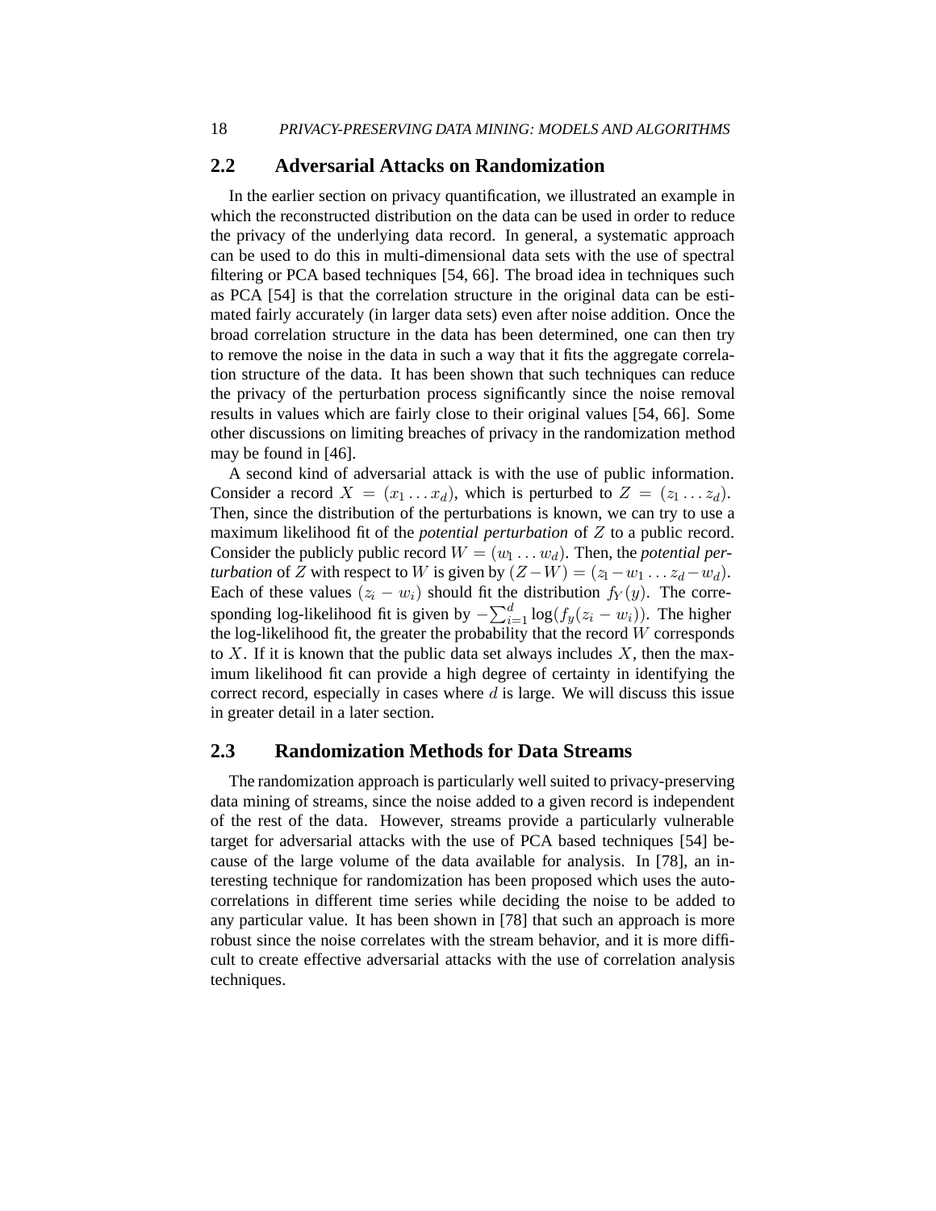## 2.2 Adversarial Attacks on Randomization

In the earlier section on privacy quantification, we illustrated an example in which the reconstructed distribution on the data can be used in order to reduce the privacy of the underlying data record. In general, a systematic approach can be used to do this in multi-dimensional data sets with the use of spectral filtering or PCA based techniques [54, 66]. The broad idea in techniques such as PCA [54] is that the correlation structure in the original data can be estimated fairly accurately (in larger data sets) even after noise addition. Once the broad correlation structure in the data has been determined, one can then try to remove the noise in the data in such a way that it fits the aggregate correlation structure of the data. It has been shown that such techniques can reduce the privacy of the perturbation process significantly since the noise removal results in values which are fairly close to their original values [54, 66]. Some other discussions on limiting breaches of privacy in the randomization method may be found in [46].

A second kind of adversarial attack is with the use of public information. Consider a record $X = (x_1 \ldots x_d)$, which is perturbed to $Z = (z_1 \ldots z_d)$. Then, since the distribution of the perturbations is known, we can try to use a maximum likelihood fit of the *potential perturbation* of $Z$ to a public record. Consider the publicly public record $W = (w_1 \ldots w_d)$. Then, the *potential perturbation* of $Z$ with respect to $W$ is given by $(Z - W) = (z_1 - w_1 \ldots z_d - w_d)$. Each of these values $(z_i - w_i)$ should fit the distribution $f_Y(y)$. The corresponding log-likelihood fit is given by $-\sum_{i=1}^{d} \log(f_y(z_i - w_i))$. The higher the log-likelihood fit, the greater the probability that the record $W$ corresponds to $X$. If it is known that the public data set always includes $X$, then the maximum likelihood fit can provide a high degree of certainty in identifying the correct record, especially in cases where $d$ is large. We will discuss this issue in greater detail in a later section.

## 2.3 Randomization Methods for Data Streams

The randomization approach is particularly well suited to privacy-preserving data mining of streams, since the noise added to a given record is independent of the rest of the data. However, streams provide a particularly vulnerable target for adversarial attacks with the use of PCA based techniques [54] because of the large volume of the data available for analysis. In [78], an interesting technique for randomization has been proposed which uses the auto-correlations in different time series while deciding the noise to be added to any particular value. It has been shown in [78] that such an approach is more robust since the noise correlates with the stream behavior, and it is more difficult to create effective adversarial attacks with the use of correlation analysis techniques.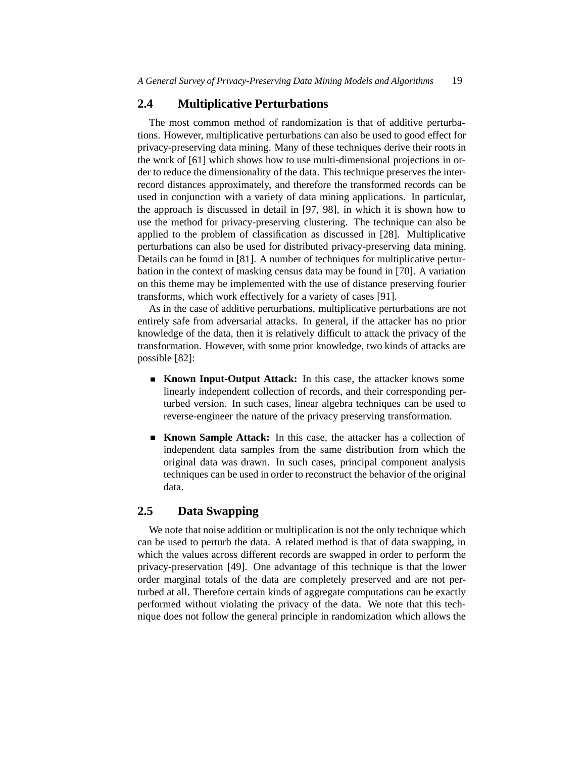## 2.4 Multiplicative Perturbations

The most common method of randomization is that of additive perturbations. However, multiplicative perturbations can also be used to good effect for privacy-preserving data mining. Many of these techniques derive their roots in the work of [61] which shows how to use multi-dimensional projections in order to reduce the dimensionality of the data. This technique preserves the inter-record distances approximately, and therefore the transformed records can be used in conjunction with a variety of data mining applications. In particular, the approach is discussed in detail in [97, 98], in which it is shown how to use the method for privacy-preserving clustering. The technique can also be applied to the problem of classification as discussed in [28]. Multiplicative perturbations can also be used for distributed privacy-preserving data mining. Details can be found in [81]. A number of techniques for multiplicative perturbation in the context of masking census data may be found in [70]. A variation on this theme may be implemented with the use of distance preserving fourier transforms, which work effectively for a variety of cases [91].

As in the case of additive perturbations, multiplicative perturbations are not entirely safe from adversarial attacks. In general, if the attacker has no prior knowledge of the data, then it is relatively difficult to attack the privacy of the transformation. However, with some prior knowledge, two kinds of attacks are possible [82]:

- **Known Input-Output Attack:** In this case, the attacker knows some linearly independent collection of records, and their corresponding perturbed version. In such cases, linear algebra techniques can be used to reverse-engineer the nature of the privacy preserving transformation.

- **Known Sample Attack:** In this case, the attacker has a collection of independent data samples from the same distribution from which the original data was drawn. In such cases, principal component analysis techniques can be used in order to reconstruct the behavior of the original data.

## 2.5 Data Swapping

We note that noise addition or multiplication is not the only technique which can be used to perturb the data. A related method is that of data swapping, in which the values across different records are swapped in order to perform the privacy-preservation [49]. One advantage of this technique is that the lower order marginal totals of the data are completely preserved and are not perturbed at all. Therefore certain kinds of aggregate computations can be exactly performed without violating the privacy of the data. We note that this technique does not follow the general principle in randomization which allows the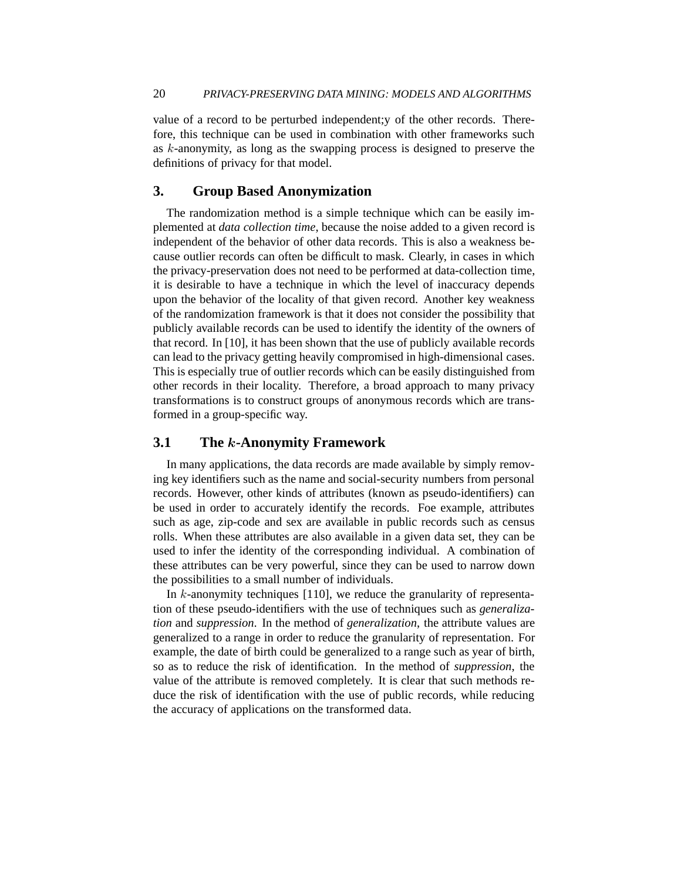value of a record to be perturbed independent;y of the other records. Therefore, this technique can be used in combination with other frameworks such as $k$-anonymity, as long as the swapping process is designed to preserve the definitions of privacy for that model.

## 3. Group Based Anonymization

The randomization method is a simple technique which can be easily implemented at *data collection time*, because the noise added to a given record is independent of the behavior of other data records. This is also a weakness because outlier records can often be difficult to mask. Clearly, in cases in which the privacy-preservation does not need to be performed at data-collection time, it is desirable to have a technique in which the level of inaccuracy depends upon the behavior of the locality of that given record. Another key weakness of the randomization framework is that it does not consider the possibility that publicly available records can be used to identify the identity of the owners of that record. In [10], it has been shown that the use of publicly available records can lead to the privacy getting heavily compromised in high-dimensional cases. This is especially true of outlier records which can be easily distinguished from other records in their locality. Therefore, a broad approach to many privacy transformations is to construct groups of anonymous records which are transformed in a group-specific way.

### 3.1 The $k$-Anonymity Framework

In many applications, the data records are made available by simply removing key identifiers such as the name and social-security numbers from personal records. However, other kinds of attributes (known as pseudo-identifiers) can be used in order to accurately identify the records. Foe example, attributes such as age, zip-code and sex are available in public records such as census rolls. When these attributes are also available in a given data set, they can be used to infer the identity of the corresponding individual. A combination of these attributes can be very powerful, since they can be used to narrow down the possibilities to a small number of individuals.

In $k$-anonymity techniques [110], we reduce the granularity of representation of these pseudo-identifiers with the use of techniques such as *generalization* and *suppression*. In the method of *generalization*, the attribute values are generalized to a range in order to reduce the granularity of representation. For example, the date of birth could be generalized to a range such as year of birth, so as to reduce the risk of identification. In the method of *suppression*, the value of the attribute is removed completely. It is clear that such methods reduce the risk of identification with the use of public records, while reducing the accuracy of applications on the transformed data.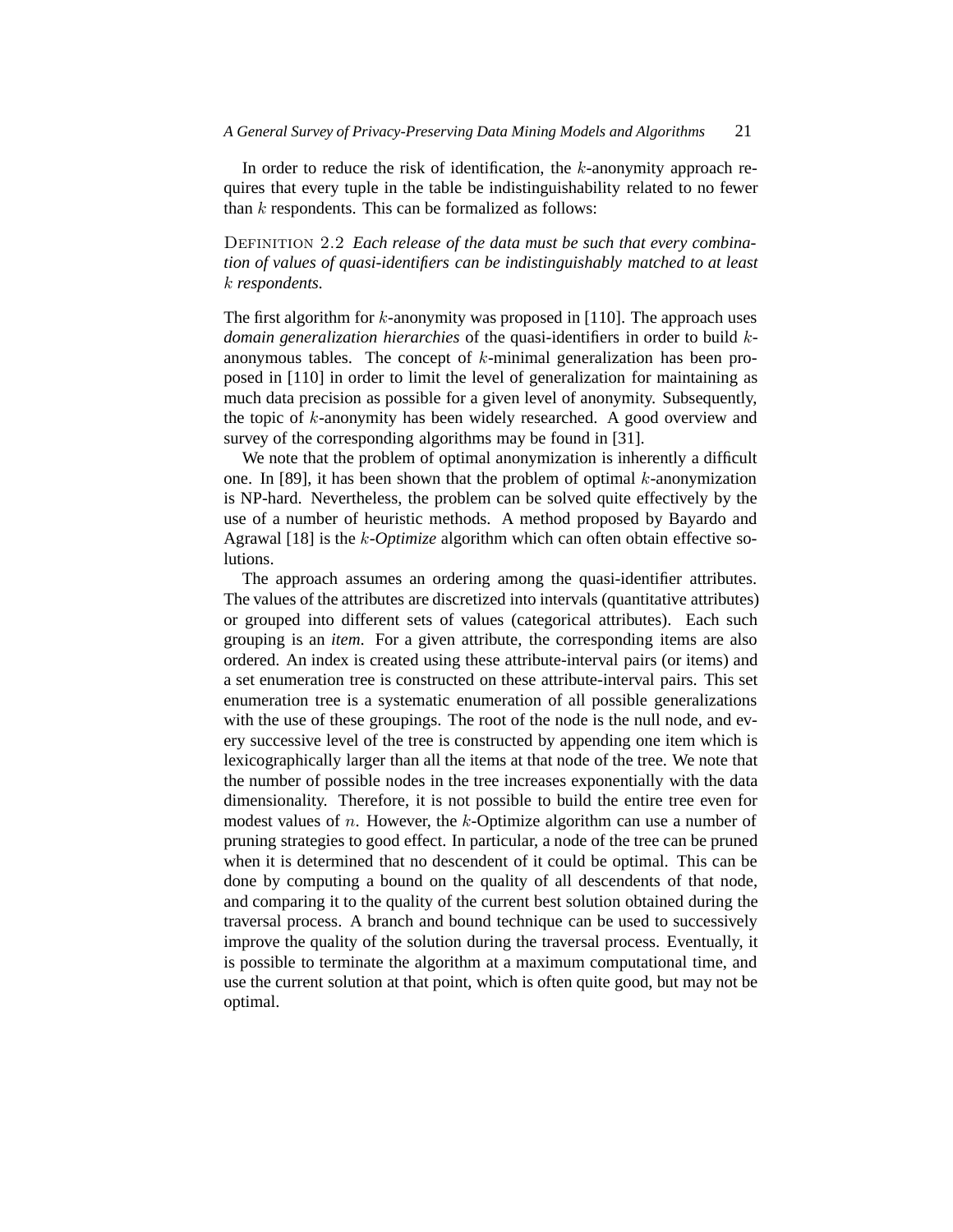In order to reduce the risk of identification, the $k$-anonymity approach requires that every tuple in the table be indistinguishability related to no fewer than $k$ respondents. This can be formalized as follows:

DEFINITION 2.2 *Each release of the data must be such that every combination of values of quasi-identifiers can be indistinguishably matched to at least $k$ respondents.*

The first algorithm for $k$-anonymity was proposed in [110]. The approach uses *domain generalization hierarchies* of the quasi-identifiers in order to build $k$-anonymous tables. The concept of $k$-minimal generalization has been proposed in [110] in order to limit the level of generalization for maintaining as much data precision as possible for a given level of anonymity. Subsequently, the topic of $k$-anonymity has been widely researched. A good overview and survey of the corresponding algorithms may be found in [31].

We note that the problem of optimal anonymization is inherently a difficult one. In [89], it has been shown that the problem of optimal $k$-anonymization is NP-hard. Nevertheless, the problem can be solved quite effectively by the use of a number of heuristic methods. A method proposed by Bayardo and Agrawal [18] is the $k$-*Optimize* algorithm which can often obtain effective solutions.

The approach assumes an ordering among the quasi-identifier attributes. The values of the attributes are discretized into intervals (quantitative attributes) or grouped into different sets of values (categorical attributes). Each such grouping is an *item*. For a given attribute, the corresponding items are also ordered. An index is created using these attribute-interval pairs (or items) and a set enumeration tree is constructed on these attribute-interval pairs. This set enumeration tree is a systematic enumeration of all possible generalizations with the use of these groupings. The root of the node is the null node, and every successive level of the tree is constructed by appending one item which is lexicographically larger than all the items at that node of the tree. We note that the number of possible nodes in the tree increases exponentially with the data dimensionality. Therefore, it is not possible to build the entire tree even for modest values of $n$. However, the $k$-Optimize algorithm can use a number of pruning strategies to good effect. In particular, a node of the tree can be pruned when it is determined that no descendent of it could be optimal. This can be done by computing a bound on the quality of all descendents of that node, and comparing it to the quality of the current best solution obtained during the traversal process. A branch and bound technique can be used to successively improve the quality of the solution during the traversal process. Eventually, it is possible to terminate the algorithm at a maximum computational time, and use the current solution at that point, which is often quite good, but may not be optimal.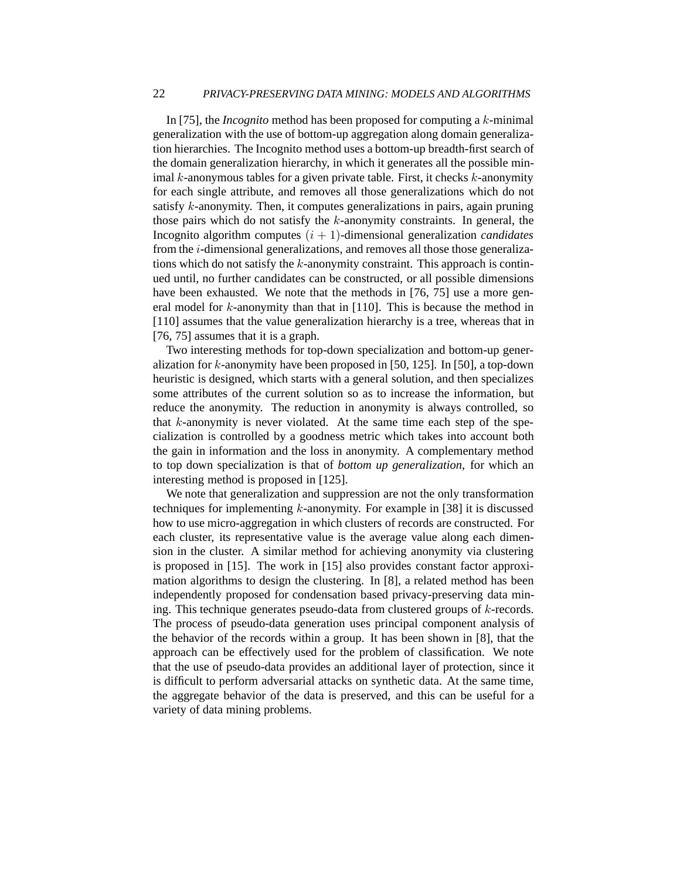In [75], the *Incognito* method has been proposed for computing a $k$-minimal generalization with the use of bottom-up aggregation along domain generalization hierarchies. The Incognito method uses a bottom-up breadth-first search of the domain generalization hierarchy, in which it generates all the possible minimal $k$-anonymous tables for a given private table. First, it checks $k$-anonymity for each single attribute, and removes all those generalizations which do not satisfy $k$-anonymity. Then, it computes generalizations in pairs, again pruning those pairs which do not satisfy the $k$-anonymity constraints. In general, the Incognito algorithm computes $(i+1)$-dimensional generalization *candidates* from the $i$-dimensional generalizations, and removes all those those generalizations which do not satisfy the $k$-anonymity constraint. This approach is continued until, no further candidates can be constructed, or all possible dimensions have been exhausted. We note that the methods in [76, 75] use a more general model for $k$-anonymity than that in [110]. This is because the method in [110] assumes that the value generalization hierarchy is a tree, whereas that in [76, 75] assumes that it is a graph.

Two interesting methods for top-down specialization and bottom-up generalization for $k$-anonymity have been proposed in [50, 125]. In [50], a top-down heuristic is designed, which starts with a general solution, and then specializes some attributes of the current solution so as to increase the information, but reduce the anonymity. The reduction in anonymity is always controlled, so that $k$-anonymity is never violated. At the same time each step of the specialization is controlled by a goodness metric which takes into account both the gain in information and the loss in anonymity. A complementary method to top down specialization is that of *bottom up generalization*, for which an interesting method is proposed in [125].

We note that generalization and suppression are not the only transformation techniques for implementing $k$-anonymity. For example in [38] it is discussed how to use micro-aggregation in which clusters of records are constructed. For each cluster, its representative value is the average value along each dimension in the cluster. A similar method for achieving anonymity via clustering is proposed in [15]. The work in [15] also provides constant factor approximation algorithms to design the clustering. In [8], a related method has been independently proposed for condensation based privacy-preserving data mining. This technique generates pseudo-data from clustered groups of $k$-records. The process of pseudo-data generation uses principal component analysis of the behavior of the records within a group. It has been shown in [8], that the approach can be effectively used for the problem of classification. We note that the use of pseudo-data provides an additional layer of protection, since it is difficult to perform adversarial attacks on synthetic data. At the same time, the aggregate behavior of the data is preserved, and this can be useful for a variety of data mining problems.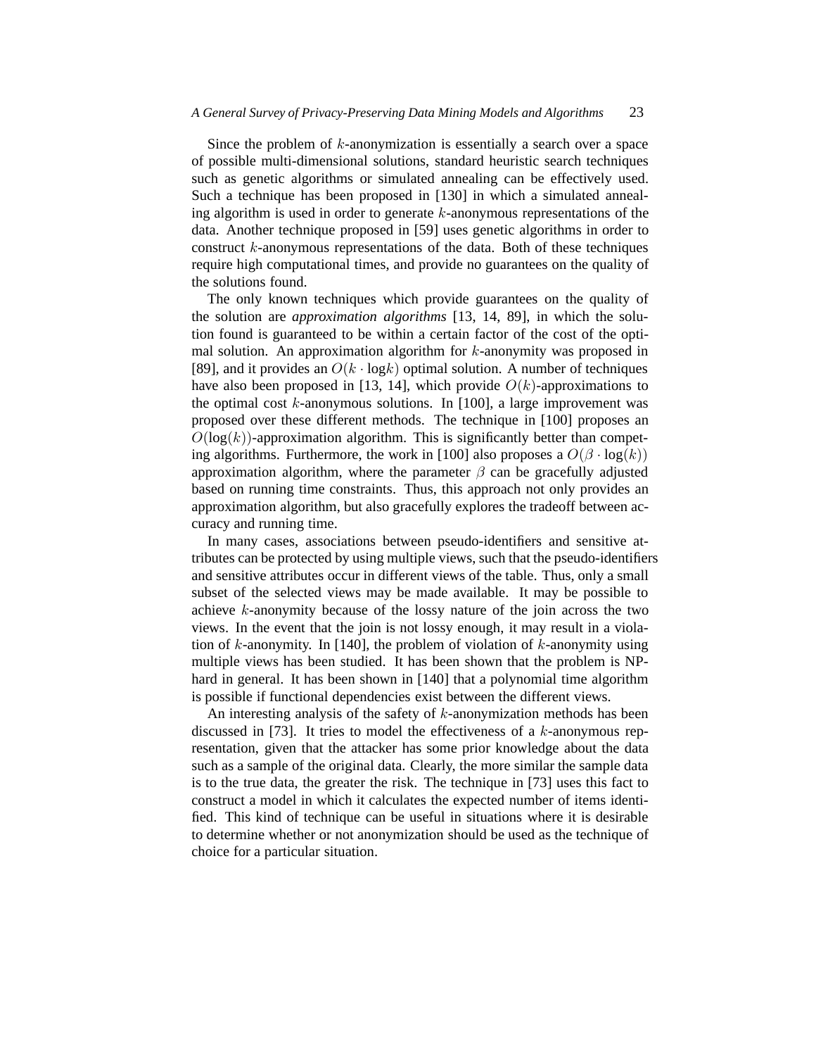Since the problem of $k$-anonymization is essentially a search over a space of possible multi-dimensional solutions, standard heuristic search techniques such as genetic algorithms or simulated annealing can be effectively used. Such a technique has been proposed in [130] in which a simulated annealing algorithm is used in order to generate $k$-anonymous representations of the data. Another technique proposed in [59] uses genetic algorithms in order to construct $k$-anonymous representations of the data. Both of these techniques require high computational times, and provide no guarantees on the quality of the solutions found.

The only known techniques which provide guarantees on the quality of the solution are *approximation algorithms* [13, 14, 89], in which the solution found is guaranteed to be within a certain factor of the cost of the optimal solution. An approximation algorithm for $k$-anonymity was proposed in [89], and it provides an $O(k \cdot \log k)$ optimal solution. A number of techniques have also been proposed in [13, 14], which provide $O(k)$-approximations to the optimal cost $k$-anonymous solutions. In [100], a large improvement was proposed over these different methods. The technique in [100] proposes an $O(\log(k))$-approximation algorithm. This is significantly better than competing algorithms. Furthermore, the work in [100] also proposes a $O(\beta \cdot \log(k))$ approximation algorithm, where the parameter $\beta$ can be gracefully adjusted based on running time constraints. Thus, this approach not only provides an approximation algorithm, but also gracefully explores the tradeoff between accuracy and running time.

In many cases, associations between pseudo-identifiers and sensitive attributes can be protected by using multiple views, such that the pseudo-identifiers and sensitive attributes occur in different views of the table. Thus, only a small subset of the selected views may be made available. It may be possible to achieve $k$-anonymity because of the lossy nature of the join across the two views. In the event that the join is not lossy enough, it may result in a violation of $k$-anonymity. In [140], the problem of violation of $k$-anonymity using multiple views has been studied. It has been shown that the problem is NP-hard in general. It has been shown in [140] that a polynomial time algorithm is possible if functional dependencies exist between the different views.

An interesting analysis of the safety of $k$-anonymization methods has been discussed in [73]. It tries to model the effectiveness of a $k$-anonymous representation, given that the attacker has some prior knowledge about the data such as a sample of the original data. Clearly, the more similar the sample data is to the true data, the greater the risk. The technique in [73] uses this fact to construct a model in which it calculates the expected number of items identified. This kind of technique can be useful in situations where it is desirable to determine whether or not anonymization should be used as the technique of choice for a particular situation.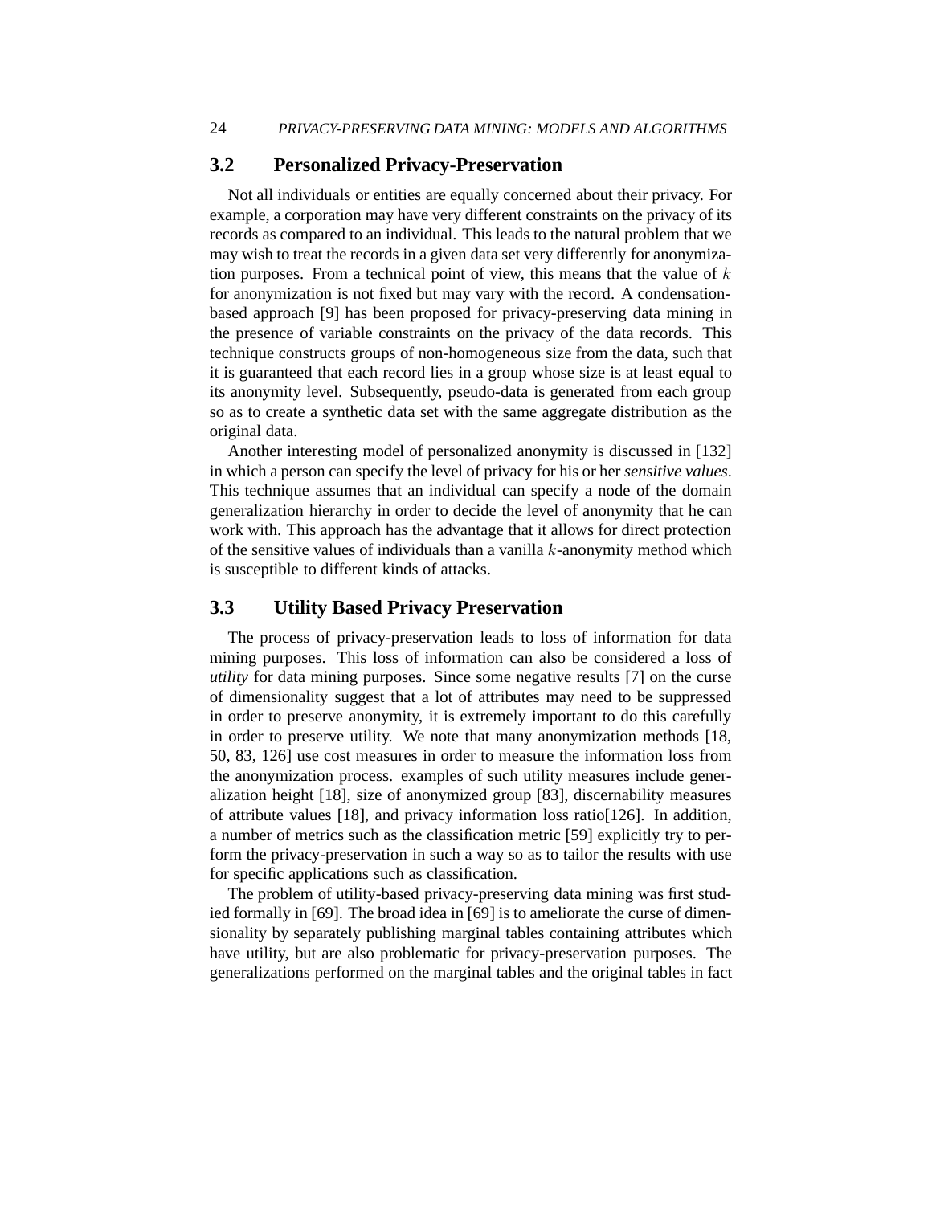## 3.2 Personalized Privacy-Preservation

Not all individuals or entities are equally concerned about their privacy. For example, a corporation may have very different constraints on the privacy of its records as compared to an individual. This leads to the natural problem that we may wish to treat the records in a given data set very differently for anonymization purposes. From a technical point of view, this means that the value of $k$ for anonymization is not fixed but may vary with the record. A condensation-based approach [9] has been proposed for privacy-preserving data mining in the presence of variable constraints on the privacy of the data records. This technique constructs groups of non-homogeneous size from the data, such that it is guaranteed that each record lies in a group whose size is at least equal to its anonymity level. Subsequently, pseudo-data is generated from each group so as to create a synthetic data set with the same aggregate distribution as the original data.

Another interesting model of personalized anonymity is discussed in [132] in which a person can specify the level of privacy for his or her *sensitive values*. This technique assumes that an individual can specify a node of the domain generalization hierarchy in order to decide the level of anonymity that he can work with. This approach has the advantage that it allows for direct protection of the sensitive values of individuals than a vanilla $k$-anonymity method which is susceptible to different kinds of attacks.

## 3.3 Utility Based Privacy Preservation

The process of privacy-preservation leads to loss of information for data mining purposes. This loss of information can also be considered a loss of *utility* for data mining purposes. Since some negative results [7] on the curse of dimensionality suggest that a lot of attributes may need to be suppressed in order to preserve anonymity, it is extremely important to do this carefully in order to preserve utility. We note that many anonymization methods [18, 50, 83, 126] use cost measures in order to measure the information loss from the anonymization process. examples of such utility measures include generalization height [18], size of anonymized group [83], discernability measures of attribute values [18], and privacy information loss ratio[126]. In addition, a number of metrics such as the classification metric [59] explicitly try to perform the privacy-preservation in such a way so as to tailor the results with use for specific applications such as classification.

The problem of utility-based privacy-preserving data mining was first studied formally in [69]. The broad idea in [69] is to ameliorate the curse of dimensionality by separately publishing marginal tables containing attributes which have utility, but are also problematic for privacy-preservation purposes. The generalizations performed on the marginal tables and the original tables in fact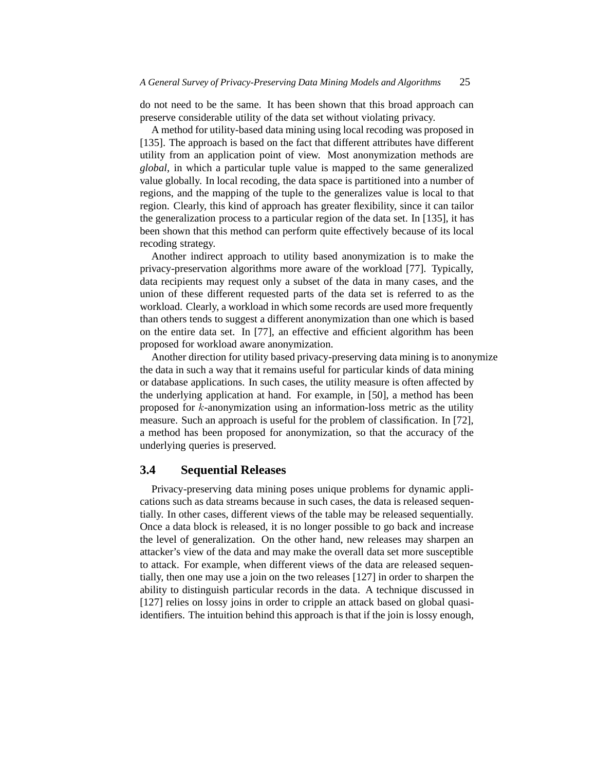do not need to be the same. It has been shown that this broad approach can preserve considerable utility of the data set without violating privacy.

A method for utility-based data mining using local recoding was proposed in [135]. The approach is based on the fact that different attributes have different utility from an application point of view. Most anonymization methods are *global*, in which a particular tuple value is mapped to the same generalized value globally. In local recoding, the data space is partitioned into a number of regions, and the mapping of the tuple to the generalizes value is local to that region. Clearly, this kind of approach has greater flexibility, since it can tailor the generalization process to a particular region of the data set. In [135], it has been shown that this method can perform quite effectively because of its local recoding strategy.

Another indirect approach to utility based anonymization is to make the privacy-preservation algorithms more aware of the workload [77]. Typically, data recipients may request only a subset of the data in many cases, and the union of these different requested parts of the data set is referred to as the workload. Clearly, a workload in which some records are used more frequently than others tends to suggest a different anonymization than one which is based on the entire data set. In [77], an effective and efficient algorithm has been proposed for workload aware anonymization.

Another direction for utility based privacy-preserving data mining is to anonymize the data in such a way that it remains useful for particular kinds of data mining or database applications. In such cases, the utility measure is often affected by the underlying application at hand. For example, in [50], a method has been proposed for $k$-anonymization using an information-loss metric as the utility measure. Such an approach is useful for the problem of classification. In [72], a method has been proposed for anonymization, so that the accuracy of the underlying queries is preserved.

### 3.4 Sequential Releases

Privacy-preserving data mining poses unique problems for dynamic applications such as data streams because in such cases, the data is released sequentially. In other cases, different views of the table may be released sequentially. Once a data block is released, it is no longer possible to go back and increase the level of generalization. On the other hand, new releases may sharpen an attacker's view of the data and may make the overall data set more susceptible to attack. For example, when different views of the data are released sequentially, then one may use a join on the two releases [127] in order to sharpen the ability to distinguish particular records in the data. A technique discussed in [127] relies on lossy joins in order to cripple an attack based on global quasi-identifiers. The intuition behind this approach is that if the join is lossy enough,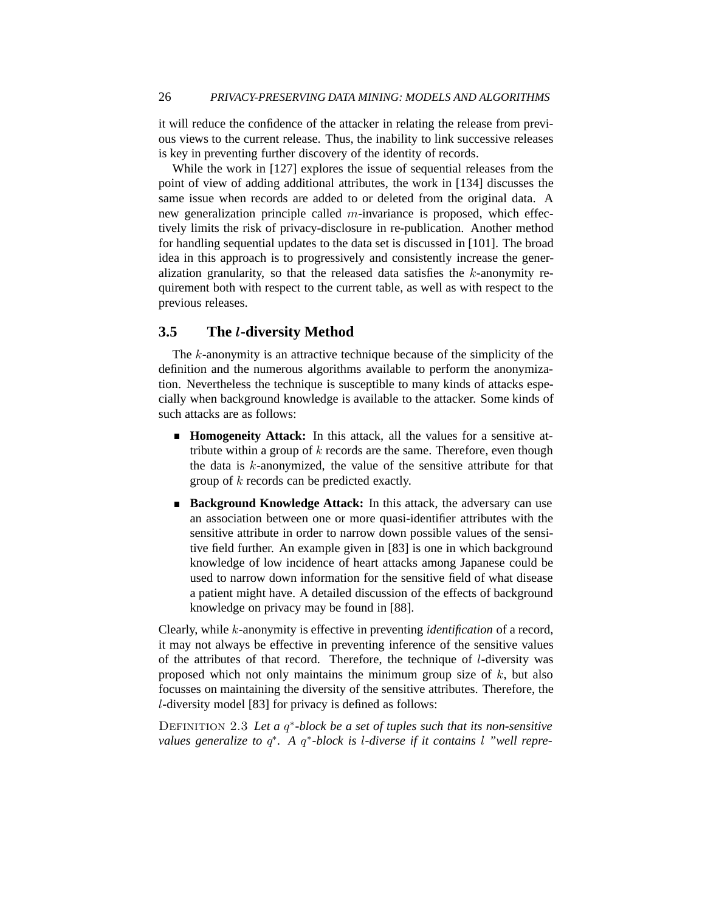it will reduce the confidence of the attacker in relating the release from previous views to the current release. Thus, the inability to link successive releases is key in preventing further discovery of the identity of records.

While the work in [127] explores the issue of sequential releases from the point of view of adding additional attributes, the work in [134] discusses the same issue when records are added to or deleted from the original data. A new generalization principle called $m$-invariance is proposed, which effectively limits the risk of privacy-disclosure in re-publication. Another method for handling sequential updates to the data set is discussed in [101]. The broad idea in this approach is to progressively and consistently increase the generalization granularity, so that the released data satisfies the $k$-anonymity requirement both with respect to the current table, as well as with respect to the previous releases.

## 3.5 The $l$-diversity Method

The $k$-anonymity is an attractive technique because of the simplicity of the definition and the numerous algorithms available to perform the anonymization. Nevertheless the technique is susceptible to many kinds of attacks especially when background knowledge is available to the attacker. Some kinds of such attacks are as follows:

- **Homogeneity Attack:** In this attack, all the values for a sensitive attribute within a group of $k$ records are the same. Therefore, even though the data is $k$-anonymized, the value of the sensitive attribute for that group of $k$ records can be predicted exactly.

- **Background Knowledge Attack:** In this attack, the adversary can use an association between one or more quasi-identifier attributes with the sensitive attribute in order to narrow down possible values of the sensitive field further. An example given in [83] is one in which background knowledge of low incidence of heart attacks among Japanese could be used to narrow down information for the sensitive field of what disease a patient might have. A detailed discussion of the effects of background knowledge on privacy may be found in [88].

Clearly, while $k$-anonymity is effective in preventing *identification* of a record, it may not always be effective in preventing inference of the sensitive values of the attributes of that record. Therefore, the technique of $l$-diversity was proposed which not only maintains the minimum group size of $k$, but also focusses on maintaining the diversity of the sensitive attributes. Therefore, the $l$-diversity model [83] for privacy is defined as follows:

DEFINITION 2.3 *Let a $q^*$-block be a set of tuples such that its non-sensitive values generalize to $q^*$. A $q^*$-block is $l$-diverse if it contains $l$ "well repre-*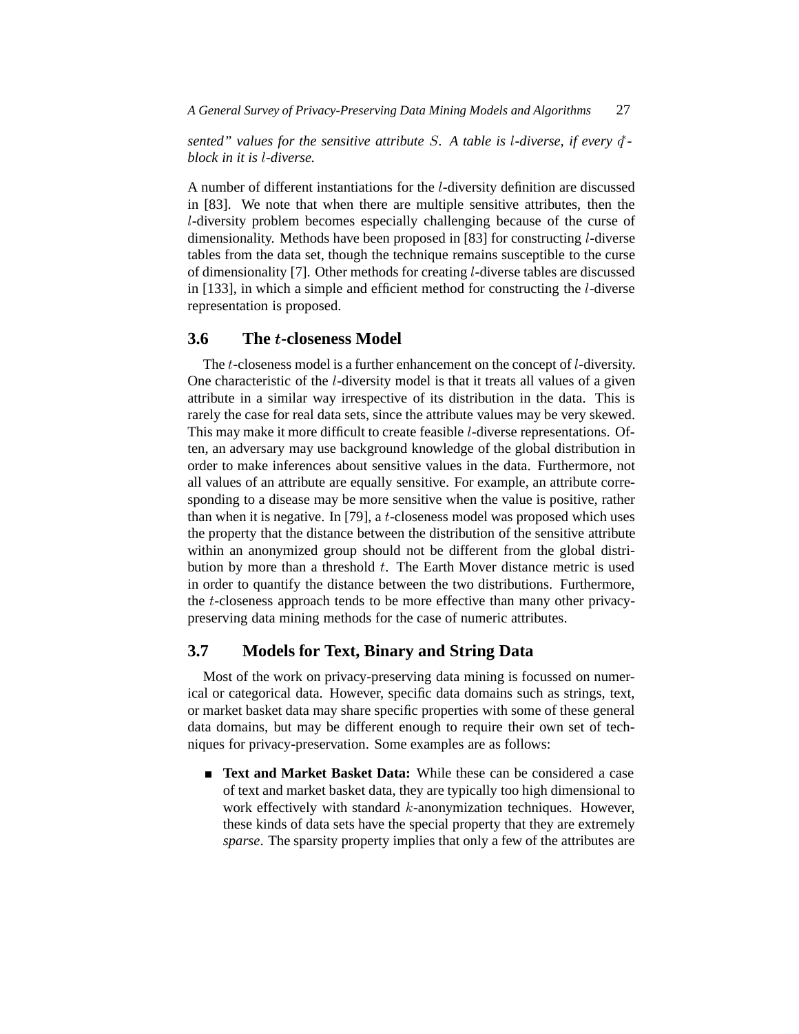*sented" values for the sensitive attribute $S$. A table is $l$-diverse, if every $q^*$-block in it is $l$-diverse.*

A number of different instantiations for the $l$-diversity definition are discussed in [83]. We note that when there are multiple sensitive attributes, then the $l$-diversity problem becomes especially challenging because of the curse of dimensionality. Methods have been proposed in [83] for constructing $l$-diverse tables from the data set, though the technique remains susceptible to the curse of dimensionality [7]. Other methods for creating $l$-diverse tables are discussed in [133], in which a simple and efficient method for constructing the $l$-diverse representation is proposed.

### 3.6 The $t$-closeness Model

The $t$-closeness model is a further enhancement on the concept of $l$-diversity. One characteristic of the $l$-diversity model is that it treats all values of a given attribute in a similar way irrespective of its distribution in the data. This is rarely the case for real data sets, since the attribute values may be very skewed. This may make it more difficult to create feasible $l$-diverse representations. Often, an adversary may use background knowledge of the global distribution in order to make inferences about sensitive values in the data. Furthermore, not all values of an attribute are equally sensitive. For example, an attribute corresponding to a disease may be more sensitive when the value is positive, rather than when it is negative. In [79], a $t$-closeness model was proposed which uses the property that the distance between the distribution of the sensitive attribute within an anonymized group should not be different from the global distribution by more than a threshold $t$. The Earth Mover distance metric is used in order to quantify the distance between the two distributions. Furthermore, the $t$-closeness approach tends to be more effective than many other privacy-preserving data mining methods for the case of numeric attributes.

### 3.7 Models for Text, Binary and String Data

Most of the work on privacy-preserving data mining is focussed on numerical or categorical data. However, specific data domains such as strings, text, or market basket data may share specific properties with some of these general data domains, but may be different enough to require their own set of techniques for privacy-preservation. Some examples are as follows:

- **Text and Market Basket Data:** While these can be considered a case of text and market basket data, they are typically too high dimensional to work effectively with standard $k$-anonymization techniques. However, these kinds of data sets have the special property that they are extremely *sparse*. The sparsity property implies that only a few of the attributes are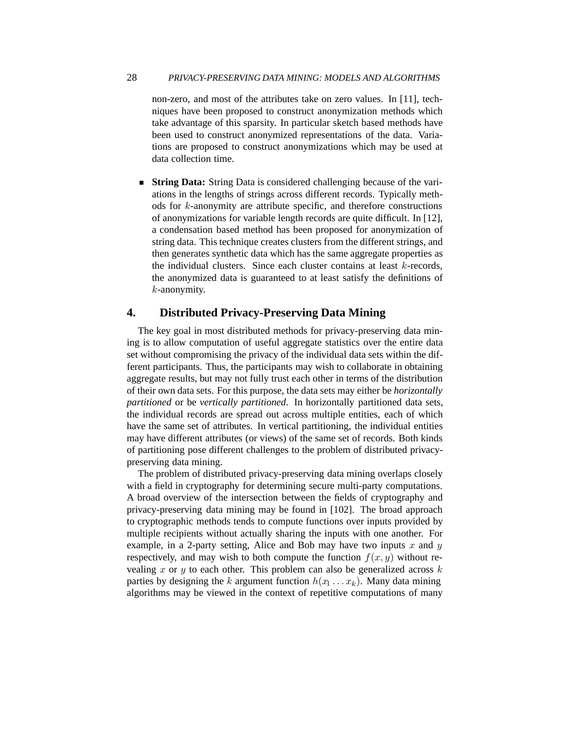non-zero, and most of the attributes take on zero values. In [11], techniques have been proposed to construct anonymization methods which take advantage of this sparsity. In particular sketch based methods have been used to construct anonymized representations of the data. Variations are proposed to construct anonymizations which may be used at data collection time.

- **String Data:** String Data is considered challenging because of the variations in the lengths of strings across different records. Typically methods for $k$-anonymity are attribute specific, and therefore constructions of anonymizations for variable length records are quite difficult. In [12], a condensation based method has been proposed for anonymization of string data. This technique creates clusters from the different strings, and then generates synthetic data which has the same aggregate properties as the individual clusters. Since each cluster contains at least $k$-records, the anonymized data is guaranteed to at least satisfy the definitions of $k$-anonymity.

## 4. Distributed Privacy-Preserving Data Mining

The key goal in most distributed methods for privacy-preserving data mining is to allow computation of useful aggregate statistics over the entire data set without compromising the privacy of the individual data sets within the different participants. Thus, the participants may wish to collaborate in obtaining aggregate results, but may not fully trust each other in terms of the distribution of their own data sets. For this purpose, the data sets may either be *horizontally partitioned* or be *vertically partitioned*. In horizontally partitioned data sets, the individual records are spread out across multiple entities, each of which have the same set of attributes. In vertical partitioning, the individual entities may have different attributes (or views) of the same set of records. Both kinds of partitioning pose different challenges to the problem of distributed privacy-preserving data mining.

The problem of distributed privacy-preserving data mining overlaps closely with a field in cryptography for determining secure multi-party computations. A broad overview of the intersection between the fields of cryptography and privacy-preserving data mining may be found in [102]. The broad approach to cryptographic methods tends to compute functions over inputs provided by multiple recipients without actually sharing the inputs with one another. For example, in a 2-party setting, Alice and Bob may have two inputs $x$ and $y$ respectively, and may wish to both compute the function $f(x, y)$ without revealing $x$ or $y$ to each other. This problem can also be generalized across $k$ parties by designing the $k$ argument function $h(x_1 \ldots x_k)$. Many data mining algorithms may be viewed in the context of repetitive computations of many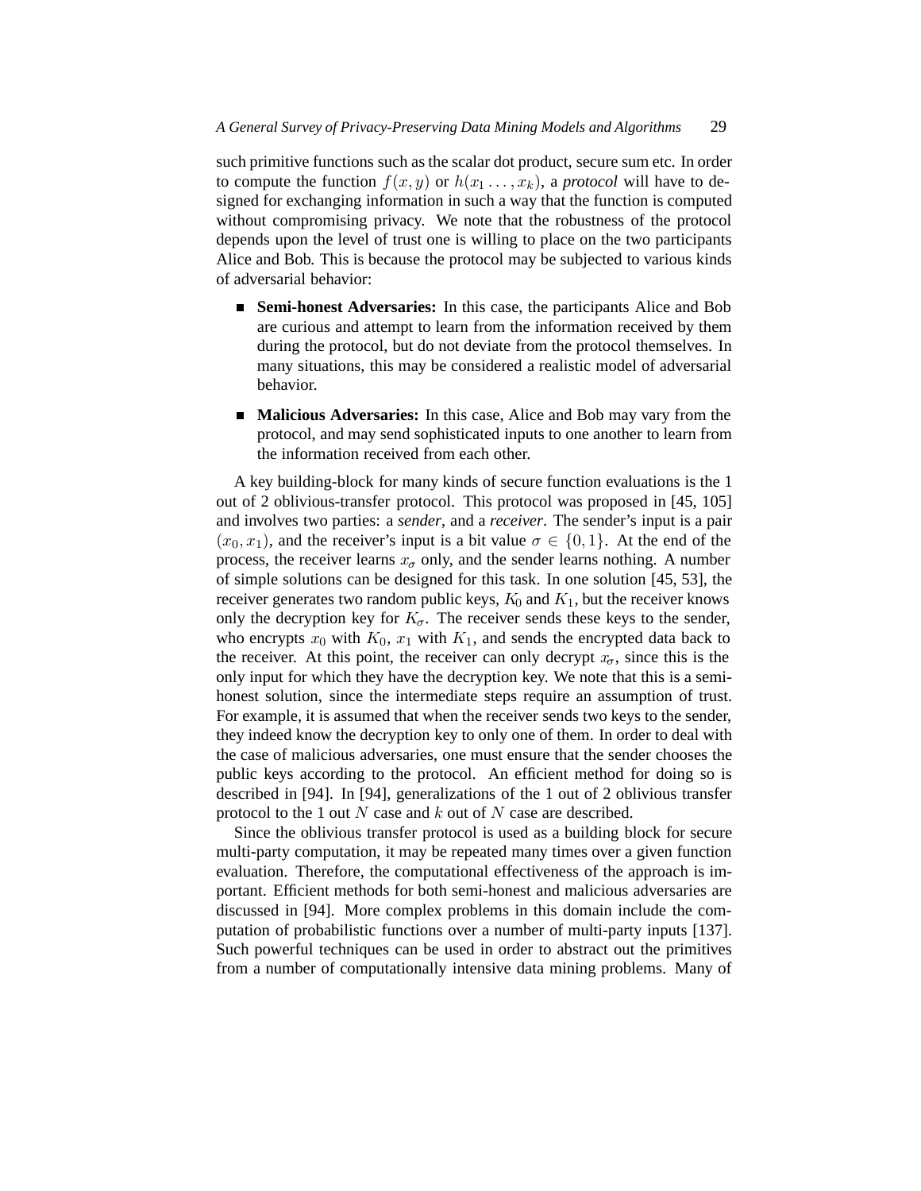such primitive functions such as the scalar dot product, secure sum etc. In order to compute the function $f(x, y)$ or $h(x_1 \ldots, x_k)$, a *protocol* will have to designed for exchanging information in such a way that the function is computed without compromising privacy. We note that the robustness of the protocol depends upon the level of trust one is willing to place on the two participants Alice and Bob. This is because the protocol may be subjected to various kinds of adversarial behavior:

- **Semi-honest Adversaries:** In this case, the participants Alice and Bob are curious and attempt to learn from the information received by them during the protocol, but do not deviate from the protocol themselves. In many situations, this may be considered a realistic model of adversarial behavior.

- **Malicious Adversaries:** In this case, Alice and Bob may vary from the protocol, and may send sophisticated inputs to one another to learn from the information received from each other.

A key building-block for many kinds of secure function evaluations is the 1 out of 2 oblivious-transfer protocol. This protocol was proposed in [45, 105] and involves two parties: a *sender*, and a *receiver*. The sender's input is a pair $(x_0, x_1)$, and the receiver's input is a bit value $\sigma \in \{0, 1\}$. At the end of the process, the receiver learns $x_\sigma$ only, and the sender learns nothing. A number of simple solutions can be designed for this task. In one solution [45, 53], the receiver generates two random public keys, $K_0$ and $K_1$, but the receiver knows only the decryption key for $K_\sigma$. The receiver sends these keys to the sender, who encrypts $x_0$ with $K_0$, $x_1$ with $K_1$, and sends the encrypted data back to the receiver. At this point, the receiver can only decrypt $x_\sigma$, since this is the only input for which they have the decryption key. We note that this is a semi-honest solution, since the intermediate steps require an assumption of trust. For example, it is assumed that when the receiver sends two keys to the sender, they indeed know the decryption key to only one of them. In order to deal with the case of malicious adversaries, one must ensure that the sender chooses the public keys according to the protocol. An efficient method for doing so is described in [94]. In [94], generalizations of the 1 out of 2 oblivious transfer protocol to the 1 out $N$ case and $k$ out of $N$ case are described.

Since the oblivious transfer protocol is used as a building block for secure multi-party computation, it may be repeated many times over a given function evaluation. Therefore, the computational effectiveness of the approach is important. Efficient methods for both semi-honest and malicious adversaries are discussed in [94]. More complex problems in this domain include the computation of probabilistic functions over a number of multi-party inputs [137]. Such powerful techniques can be used in order to abstract out the primitives from a number of computationally intensive data mining problems. Many of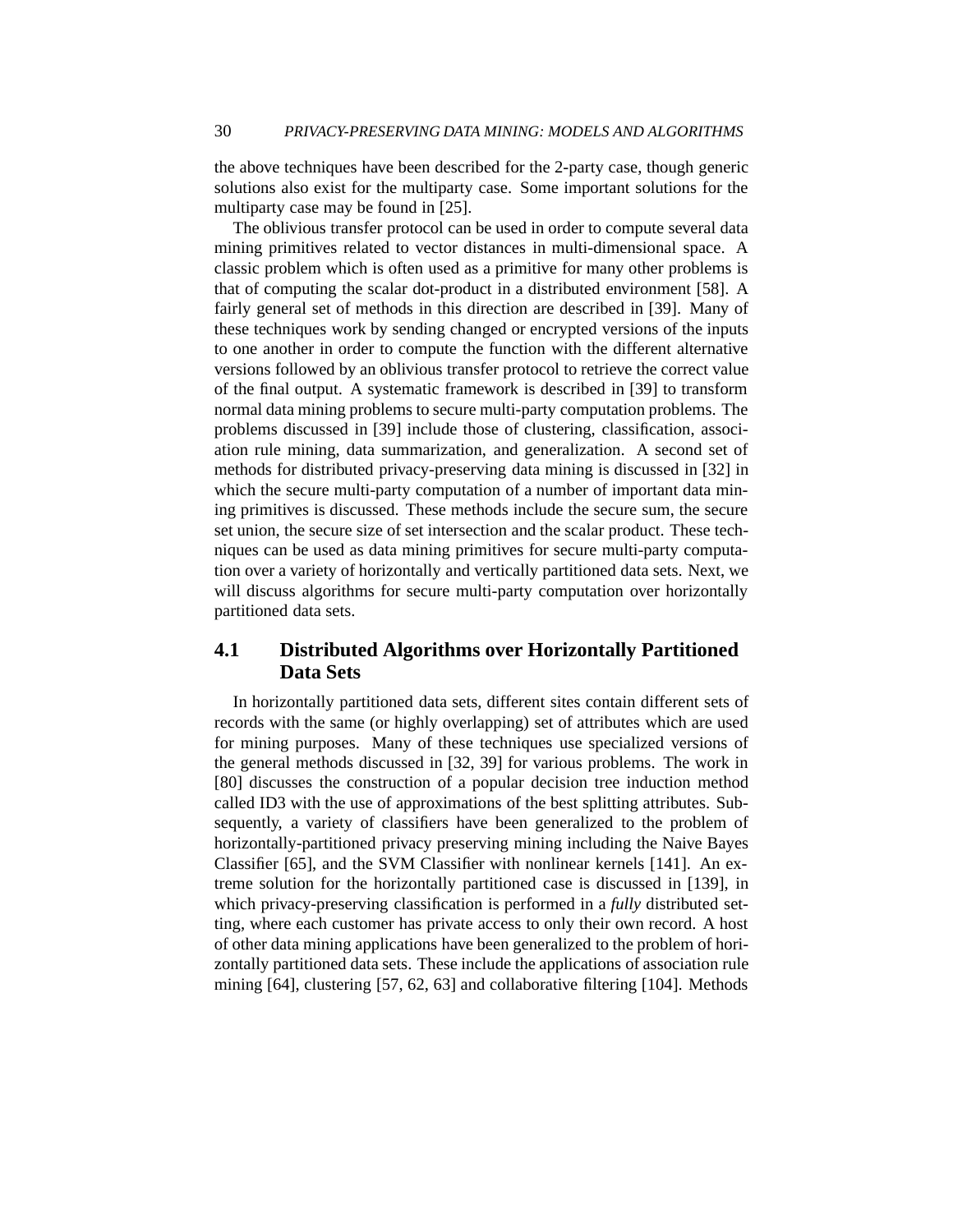the above techniques have been described for the 2-party case, though generic solutions also exist for the multiparty case. Some important solutions for the multiparty case may be found in [25].

The oblivious transfer protocol can be used in order to compute several data mining primitives related to vector distances in multi-dimensional space. A classic problem which is often used as a primitive for many other problems is that of computing the scalar dot-product in a distributed environment [58]. A fairly general set of methods in this direction are described in [39]. Many of these techniques work by sending changed or encrypted versions of the inputs to one another in order to compute the function with the different alternative versions followed by an oblivious transfer protocol to retrieve the correct value of the final output. A systematic framework is described in [39] to transform normal data mining problems to secure multi-party computation problems. The problems discussed in [39] include those of clustering, classification, association rule mining, data summarization, and generalization. A second set of methods for distributed privacy-preserving data mining is discussed in [32] in which the secure multi-party computation of a number of important data mining primitives is discussed. These methods include the secure sum, the secure set union, the secure size of set intersection and the scalar product. These techniques can be used as data mining primitives for secure multi-party computation over a variety of horizontally and vertically partitioned data sets. Next, we will discuss algorithms for secure multi-party computation over horizontally partitioned data sets.

## 4.1 Distributed Algorithms over Horizontally Partitioned Data Sets

In horizontally partitioned data sets, different sites contain different sets of records with the same (or highly overlapping) set of attributes which are used for mining purposes. Many of these techniques use specialized versions of the general methods discussed in [32, 39] for various problems. The work in [80] discusses the construction of a popular decision tree induction method called ID3 with the use of approximations of the best splitting attributes. Subsequently, a variety of classifiers have been generalized to the problem of horizontally-partitioned privacy preserving mining including the Naive Bayes Classifier [65], and the SVM Classifier with nonlinear kernels [141]. An extreme solution for the horizontally partitioned case is discussed in [139], in which privacy-preserving classification is performed in a *fully* distributed setting, where each customer has private access to only their own record. A host of other data mining applications have been generalized to the problem of horizontally partitioned data sets. These include the applications of association rule mining [64], clustering [57, 62, 63] and collaborative filtering [104]. Methods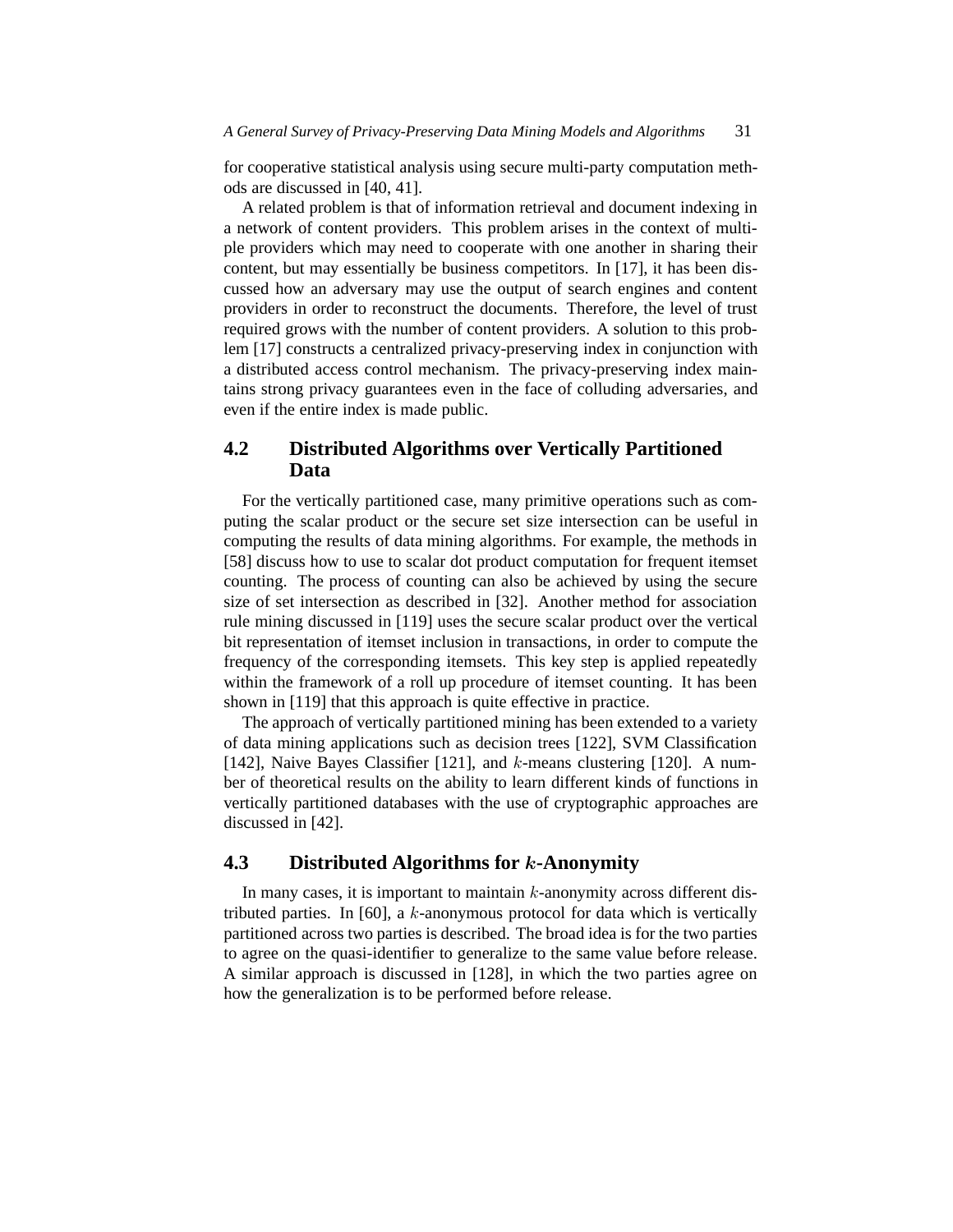for cooperative statistical analysis using secure multi-party computation methods are discussed in [40, 41].

A related problem is that of information retrieval and document indexing in a network of content providers. This problem arises in the context of multiple providers which may need to cooperate with one another in sharing their content, but may essentially be business competitors. In [17], it has been discussed how an adversary may use the output of search engines and content providers in order to reconstruct the documents. Therefore, the level of trust required grows with the number of content providers. A solution to this problem [17] constructs a centralized privacy-preserving index in conjunction with a distributed access control mechanism. The privacy-preserving index maintains strong privacy guarantees even in the face of colluding adversaries, and even if the entire index is made public.

## 4.2 Distributed Algorithms over Vertically Partitioned Data

For the vertically partitioned case, many primitive operations such as computing the scalar product or the secure set size intersection can be useful in computing the results of data mining algorithms. For example, the methods in [58] discuss how to use to scalar dot product computation for frequent itemset counting. The process of counting can also be achieved by using the secure size of set intersection as described in [32]. Another method for association rule mining discussed in [119] uses the secure scalar product over the vertical bit representation of itemset inclusion in transactions, in order to compute the frequency of the corresponding itemsets. This key step is applied repeatedly within the framework of a roll up procedure of itemset counting. It has been shown in [119] that this approach is quite effective in practice.

The approach of vertically partitioned mining has been extended to a variety of data mining applications such as decision trees [122], SVM Classification [142], Naive Bayes Classifier [121], and $k$-means clustering [120]. A number of theoretical results on the ability to learn different kinds of functions in vertically partitioned databases with the use of cryptographic approaches are discussed in [42].

## 4.3 Distributed Algorithms for $k$-Anonymity

In many cases, it is important to maintain $k$-anonymity across different distributed parties. In [60], a $k$-anonymous protocol for data which is vertically partitioned across two parties is described. The broad idea is for the two parties to agree on the quasi-identifier to generalize to the same value before release. A similar approach is discussed in [128], in which the two parties agree on how the generalization is to be performed before release.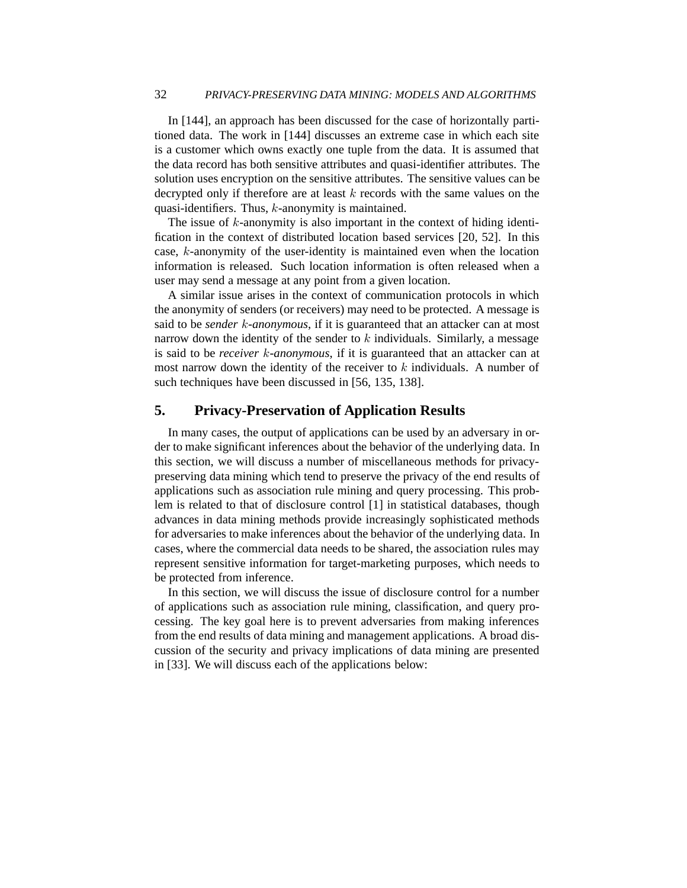In [144], an approach has been discussed for the case of horizontally partitioned data. The work in [144] discusses an extreme case in which each site is a customer which owns exactly one tuple from the data. It is assumed that the data record has both sensitive attributes and quasi-identifier attributes. The solution uses encryption on the sensitive attributes. The sensitive values can be decrypted only if therefore are at least $k$ records with the same values on the quasi-identifiers. Thus, $k$-anonymity is maintained.

The issue of $k$-anonymity is also important in the context of hiding identification in the context of distributed location based services [20, 52]. In this case, $k$-anonymity of the user-identity is maintained even when the location information is released. Such location information is often released when a user may send a message at any point from a given location.

A similar issue arises in the context of communication protocols in which the anonymity of senders (or receivers) may need to be protected. A message is said to be *sender $k$-anonymous*, if it is guaranteed that an attacker can at most narrow down the identity of the sender to $k$ individuals. Similarly, a message is said to be *receiver $k$-anonymous*, if it is guaranteed that an attacker can at most narrow down the identity of the receiver to $k$ individuals. A number of such techniques have been discussed in [56, 135, 138].

## 5. Privacy-Preservation of Application Results

In many cases, the output of applications can be used by an adversary in order to make significant inferences about the behavior of the underlying data. In this section, we will discuss a number of miscellaneous methods for privacy-preserving data mining which tend to preserve the privacy of the end results of applications such as association rule mining and query processing. This problem is related to that of disclosure control [1] in statistical databases, though advances in data mining methods provide increasingly sophisticated methods for adversaries to make inferences about the behavior of the underlying data. In cases, where the commercial data needs to be shared, the association rules may represent sensitive information for target-marketing purposes, which needs to be protected from inference.

In this section, we will discuss the issue of disclosure control for a number of applications such as association rule mining, classification, and query processing. The key goal here is to prevent adversaries from making inferences from the end results of data mining and management applications. A broad discussion of the security and privacy implications of data mining are presented in [33]. We will discuss each of the applications below: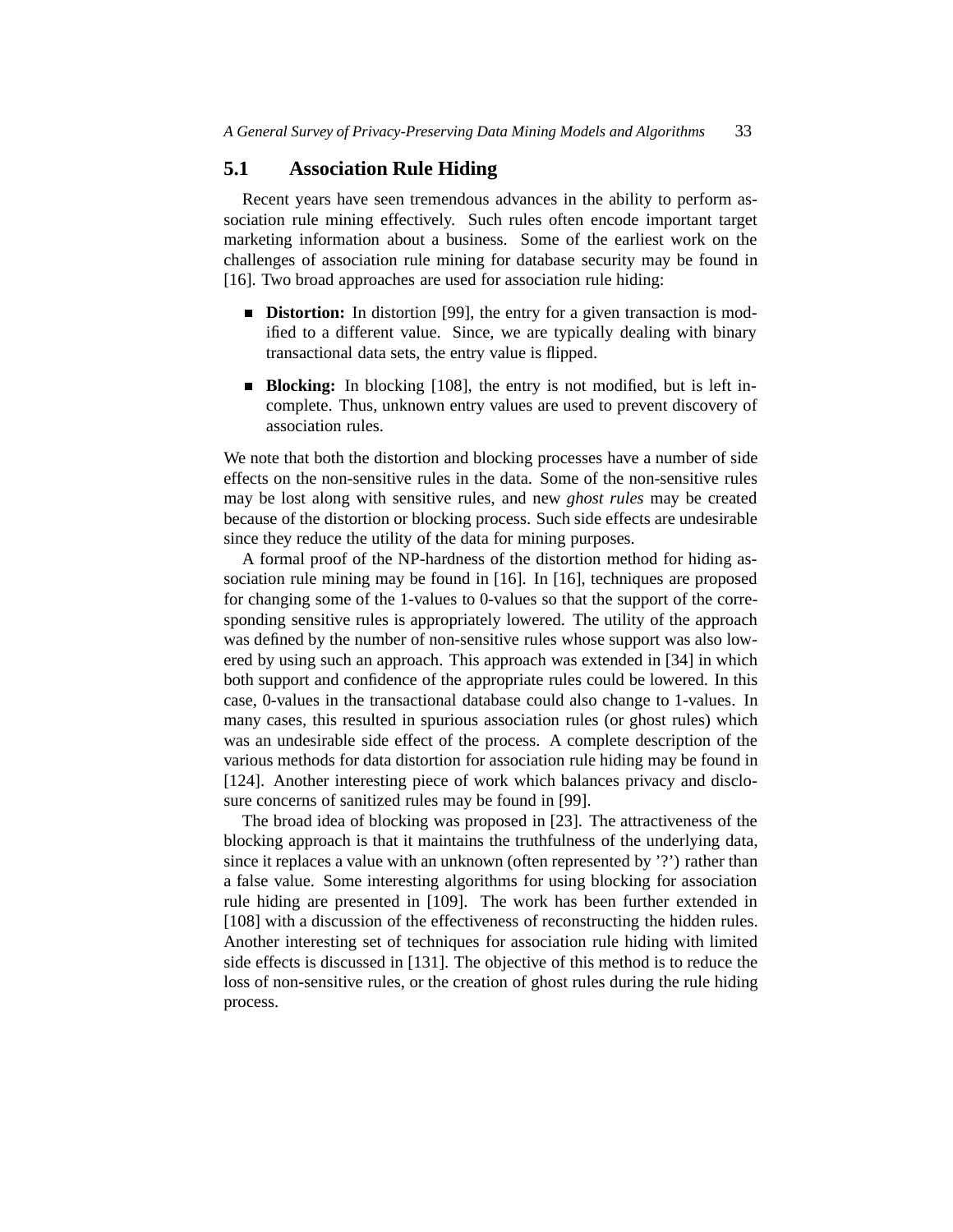## 5.1 Association Rule Hiding

Recent years have seen tremendous advances in the ability to perform association rule mining effectively. Such rules often encode important target marketing information about a business. Some of the earliest work on the challenges of association rule mining for database security may be found in [16]. Two broad approaches are used for association rule hiding:

- **Distortion:** In distortion [99], the entry for a given transaction is modified to a different value. Since, we are typically dealing with binary transactional data sets, the entry value is flipped.
- **Blocking:** In blocking [108], the entry is not modified, but is left incomplete. Thus, unknown entry values are used to prevent discovery of association rules.

We note that both the distortion and blocking processes have a number of side effects on the non-sensitive rules in the data. Some of the non-sensitive rules may be lost along with sensitive rules, and new *ghost rules* may be created because of the distortion or blocking process. Such side effects are undesirable since they reduce the utility of the data for mining purposes.

A formal proof of the NP-hardness of the distortion method for hiding association rule mining may be found in [16]. In [16], techniques are proposed for changing some of the 1-values to 0-values so that the support of the corresponding sensitive rules is appropriately lowered. The utility of the approach was defined by the number of non-sensitive rules whose support was also lowered by using such an approach. This approach was extended in [34] in which both support and confidence of the appropriate rules could be lowered. In this case, 0-values in the transactional database could also change to 1-values. In many cases, this resulted in spurious association rules (or ghost rules) which was an undesirable side effect of the process. A complete description of the various methods for data distortion for association rule hiding may be found in [124]. Another interesting piece of work which balances privacy and disclosure concerns of sanitized rules may be found in [99].

The broad idea of blocking was proposed in [23]. The attractiveness of the blocking approach is that it maintains the truthfulness of the underlying data, since it replaces a value with an unknown (often represented by '?') rather than a false value. Some interesting algorithms for using blocking for association rule hiding are presented in [109]. The work has been further extended in [108] with a discussion of the effectiveness of reconstructing the hidden rules. Another interesting set of techniques for association rule hiding with limited side effects is discussed in [131]. The objective of this method is to reduce the loss of non-sensitive rules, or the creation of ghost rules during the rule hiding process.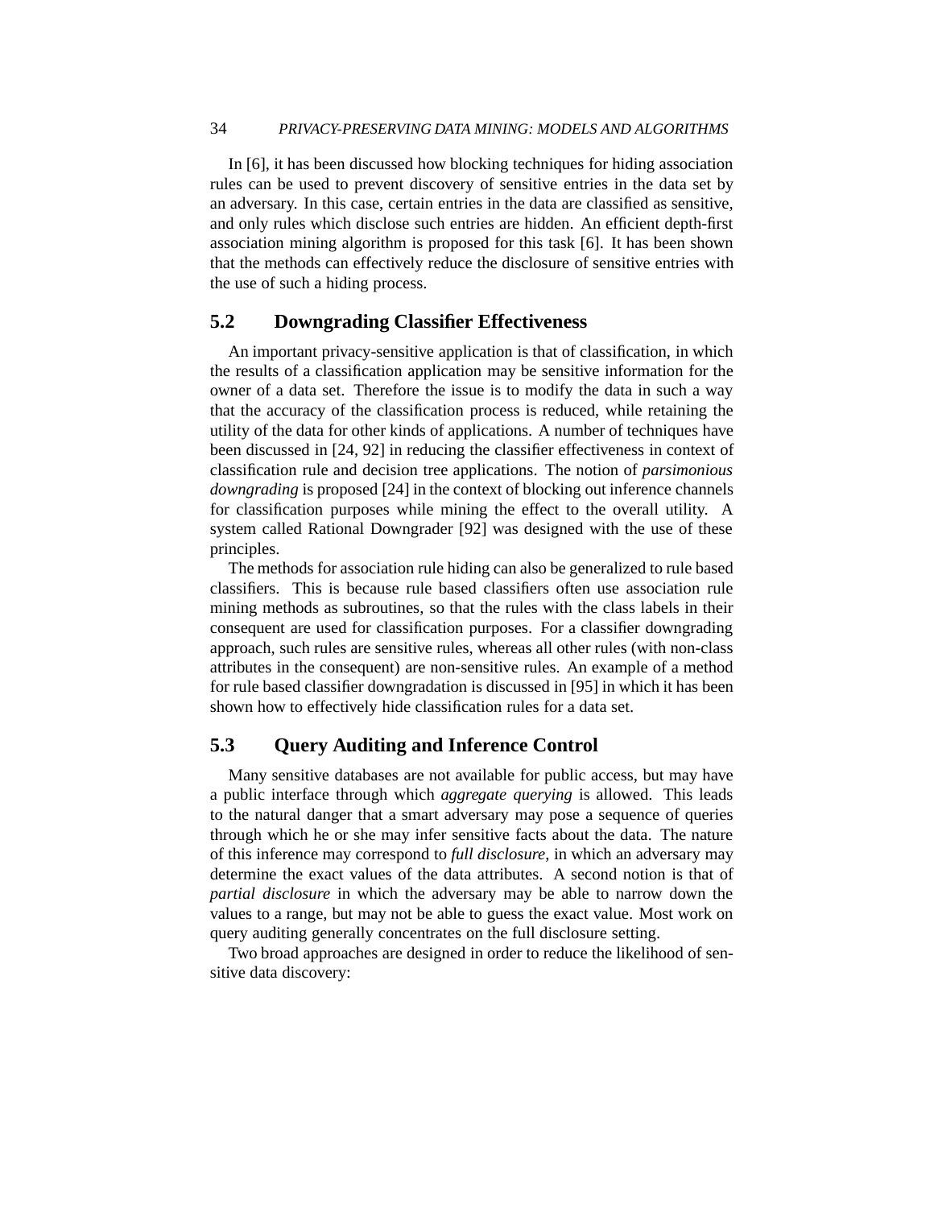In [6], it has been discussed how blocking techniques for hiding association rules can be used to prevent discovery of sensitive entries in the data set by an adversary. In this case, certain entries in the data are classified as sensitive, and only rules which disclose such entries are hidden. An efficient depth-first association mining algorithm is proposed for this task [6]. It has been shown that the methods can effectively reduce the disclosure of sensitive entries with the use of such a hiding process.

## 5.2 Downgrading Classifier Effectiveness

An important privacy-sensitive application is that of classification, in which the results of a classification application may be sensitive information for the owner of a data set. Therefore the issue is to modify the data in such a way that the accuracy of the classification process is reduced, while retaining the utility of the data for other kinds of applications. A number of techniques have been discussed in [24, 92] in reducing the classifier effectiveness in context of classification rule and decision tree applications. The notion of *parsimonious downgrading* is proposed [24] in the context of blocking out inference channels for classification purposes while mining the effect to the overall utility. A system called Rational Downgrader [92] was designed with the use of these principles.

The methods for association rule hiding can also be generalized to rule based classifiers. This is because rule based classifiers often use association rule mining methods as subroutines, so that the rules with the class labels in their consequent are used for classification purposes. For a classifier downgrading approach, such rules are sensitive rules, whereas all other rules (with non-class attributes in the consequent) are non-sensitive rules. An example of a method for rule based classifier downgradation is discussed in [95] in which it has been shown how to effectively hide classification rules for a data set.

## 5.3 Query Auditing and Inference Control

Many sensitive databases are not available for public access, but may have a public interface through which *aggregate querying* is allowed. This leads to the natural danger that a smart adversary may pose a sequence of queries through which he or she may infer sensitive facts about the data. The nature of this inference may correspond to *full disclosure*, in which an adversary may determine the exact values of the data attributes. A second notion is that of *partial disclosure* in which the adversary may be able to narrow down the values to a range, but may not be able to guess the exact value. Most work on query auditing generally concentrates on the full disclosure setting.

Two broad approaches are designed in order to reduce the likelihood of sensitive data discovery: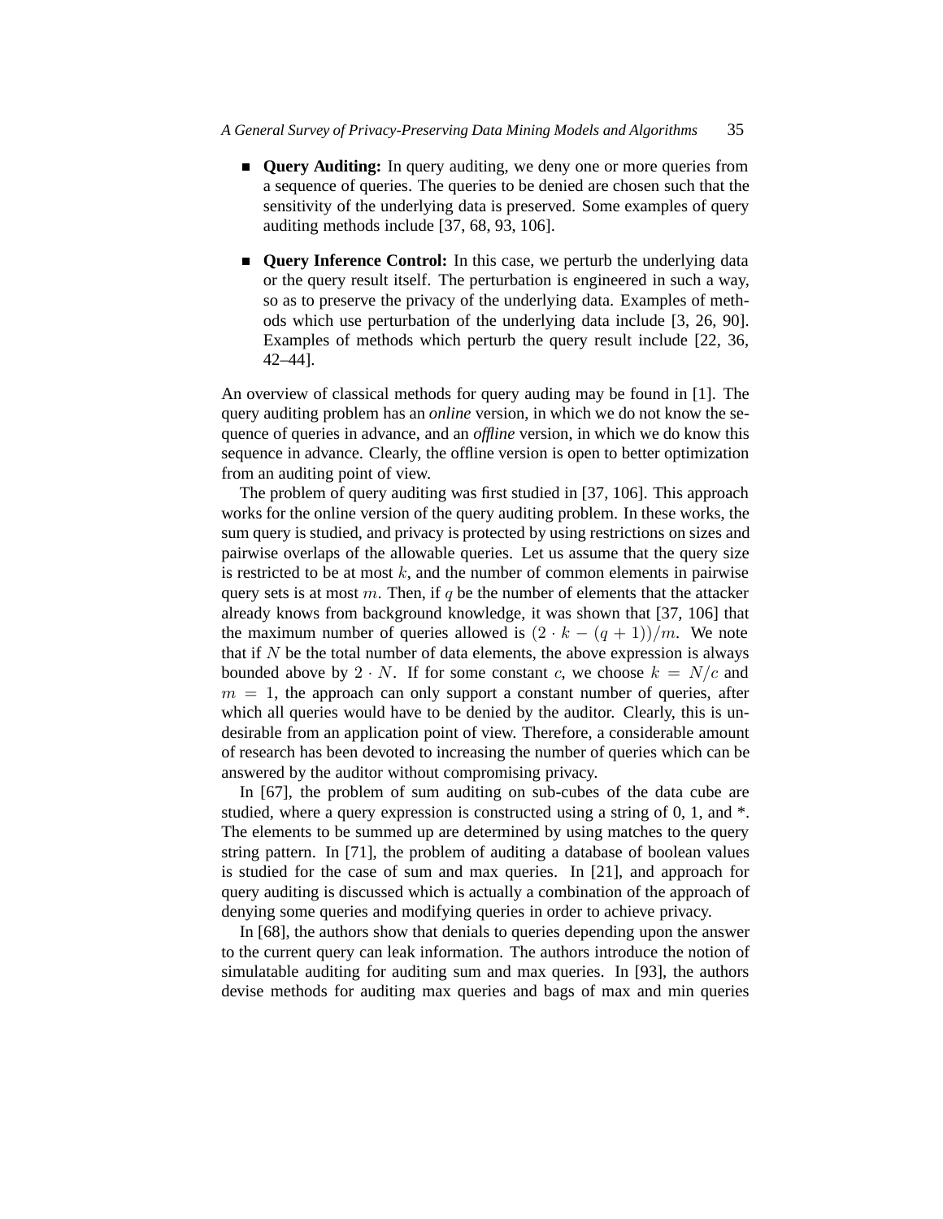- **Query Auditing:** In query auditing, we deny one or more queries from a sequence of queries. The queries to be denied are chosen such that the sensitivity of the underlying data is preserved. Some examples of query auditing methods include [37, 68, 93, 106].

- **Query Inference Control:** In this case, we perturb the underlying data or the query result itself. The perturbation is engineered in such a way, so as to preserve the privacy of the underlying data. Examples of methods which use perturbation of the underlying data include [3, 26, 90]. Examples of methods which perturb the query result include [22, 36, 42–44].

An overview of classical methods for query auding may be found in [1]. The query auditing problem has an *online* version, in which we do not know the sequence of queries in advance, and an *offline* version, in which we do know this sequence in advance. Clearly, the offline version is open to better optimization from an auditing point of view.

The problem of query auditing was first studied in [37, 106]. This approach works for the online version of the query auditing problem. In these works, the sum query is studied, and privacy is protected by using restrictions on sizes and pairwise overlaps of the allowable queries. Let us assume that the query size is restricted to be at most $k$, and the number of common elements in pairwise query sets is at most $m$. Then, if $q$ be the number of elements that the attacker already knows from background knowledge, it was shown that [37, 106] that the maximum number of queries allowed is $(2 \cdot k - (q + 1))/m$. We note that if $N$ be the total number of data elements, the above expression is always bounded above by $2 \cdot N$. If for some constant $c$, we choose $k = N/c$ and $m = 1$, the approach can only support a constant number of queries, after which all queries would have to be denied by the auditor. Clearly, this is undesirable from an application point of view. Therefore, a considerable amount of research has been devoted to increasing the number of queries which can be answered by the auditor without compromising privacy.

In [67], the problem of sum auditing on sub-cubes of the data cube are studied, where a query expression is constructed using a string of 0, 1, and *. The elements to be summed up are determined by using matches to the query string pattern. In [71], the problem of auditing a database of boolean values is studied for the case of sum and max queries. In [21], and approach for query auditing is discussed which is actually a combination of the approach of denying some queries and modifying queries in order to achieve privacy.

In [68], the authors show that denials to queries depending upon the answer to the current query can leak information. The authors introduce the notion of simulatable auditing for auditing sum and max queries. In [93], the authors devise methods for auditing max queries and bags of max and min queries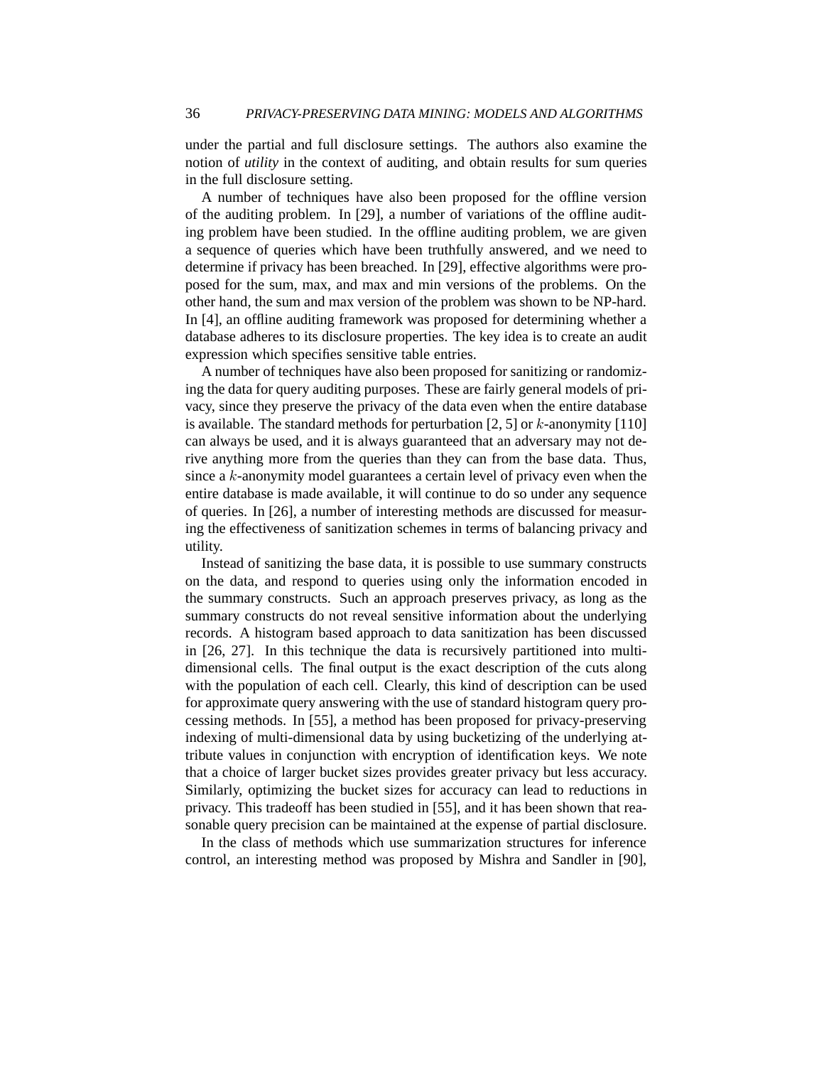under the partial and full disclosure settings. The authors also examine the notion of *utility* in the context of auditing, and obtain results for sum queries in the full disclosure setting.

A number of techniques have also been proposed for the offline version of the auditing problem. In [29], a number of variations of the offline auditing problem have been studied. In the offline auditing problem, we are given a sequence of queries which have been truthfully answered, and we need to determine if privacy has been breached. In [29], effective algorithms were proposed for the sum, max, and max and min versions of the problems. On the other hand, the sum and max version of the problem was shown to be NP-hard. In [4], an offline auditing framework was proposed for determining whether a database adheres to its disclosure properties. The key idea is to create an audit expression which specifies sensitive table entries.

A number of techniques have also been proposed for sanitizing or randomizing the data for query auditing purposes. These are fairly general models of privacy, since they preserve the privacy of the data even when the entire database is available. The standard methods for perturbation [2, 5] or $k$-anonymity [110] can always be used, and it is always guaranteed that an adversary may not derive anything more from the queries than they can from the base data. Thus, since a $k$-anonymity model guarantees a certain level of privacy even when the entire database is made available, it will continue to do so under any sequence of queries. In [26], a number of interesting methods are discussed for measuring the effectiveness of sanitization schemes in terms of balancing privacy and utility.

Instead of sanitizing the base data, it is possible to use summary constructs on the data, and respond to queries using only the information encoded in the summary constructs. Such an approach preserves privacy, as long as the summary constructs do not reveal sensitive information about the underlying records. A histogram based approach to data sanitization has been discussed in [26, 27]. In this technique the data is recursively partitioned into multi-dimensional cells. The final output is the exact description of the cuts along with the population of each cell. Clearly, this kind of description can be used for approximate query answering with the use of standard histogram query processing methods. In [55], a method has been proposed for privacy-preserving indexing of multi-dimensional data by using bucketizing of the underlying attribute values in conjunction with encryption of identification keys. We note that a choice of larger bucket sizes provides greater privacy but less accuracy. Similarly, optimizing the bucket sizes for accuracy can lead to reductions in privacy. This tradeoff has been studied in [55], and it has been shown that reasonable query precision can be maintained at the expense of partial disclosure.

In the class of methods which use summarization structures for inference control, an interesting method was proposed by Mishra and Sandler in [90],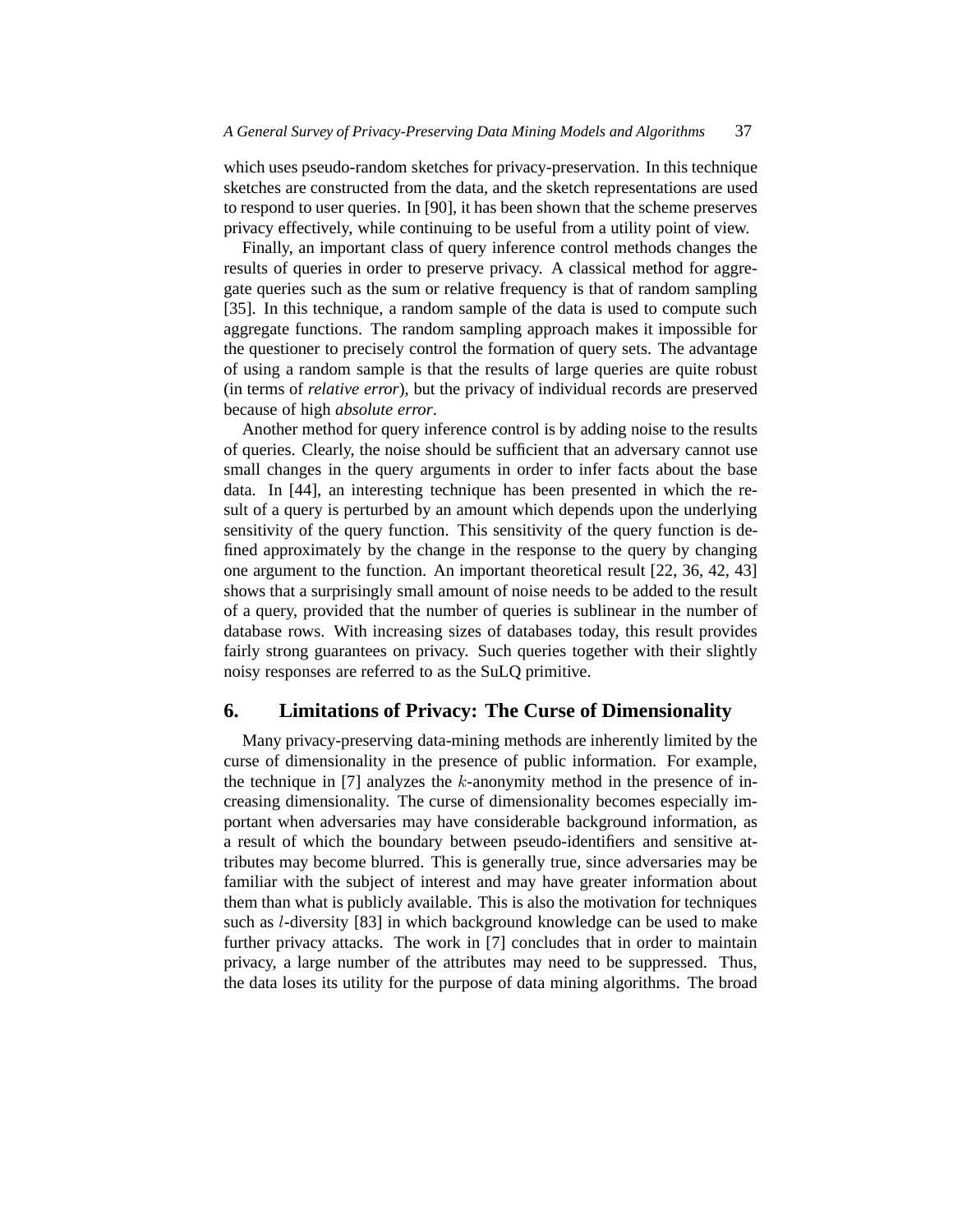which uses pseudo-random sketches for privacy-preservation. In this technique sketches are constructed from the data, and the sketch representations are used to respond to user queries. In [90], it has been shown that the scheme preserves privacy effectively, while continuing to be useful from a utility point of view.

Finally, an important class of query inference control methods changes the results of queries in order to preserve privacy. A classical method for aggregate queries such as the sum or relative frequency is that of random sampling [35]. In this technique, a random sample of the data is used to compute such aggregate functions. The random sampling approach makes it impossible for the questioner to precisely control the formation of query sets. The advantage of using a random sample is that the results of large queries are quite robust (in terms of *relative error*), but the privacy of individual records are preserved because of high *absolute error*.

Another method for query inference control is by adding noise to the results of queries. Clearly, the noise should be sufficient that an adversary cannot use small changes in the query arguments in order to infer facts about the base data. In [44], an interesting technique has been presented in which the result of a query is perturbed by an amount which depends upon the underlying sensitivity of the query function. This sensitivity of the query function is defined approximately by the change in the response to the query by changing one argument to the function. An important theoretical result [22, 36, 42, 43] shows that a surprisingly small amount of noise needs to be added to the result of a query, provided that the number of queries is sublinear in the number of database rows. With increasing sizes of databases today, this result provides fairly strong guarantees on privacy. Such queries together with their slightly noisy responses are referred to as the SuLQ primitive.

## 6. Limitations of Privacy: The Curse of Dimensionality

Many privacy-preserving data-mining methods are inherently limited by the curse of dimensionality in the presence of public information. For example, the technique in [7] analyzes the $k$-anonymity method in the presence of increasing dimensionality. The curse of dimensionality becomes especially important when adversaries may have considerable background information, as a result of which the boundary between pseudo-identifiers and sensitive attributes may become blurred. This is generally true, since adversaries may be familiar with the subject of interest and may have greater information about them than what is publicly available. This is also the motivation for techniques such as $l$-diversity [83] in which background knowledge can be used to make further privacy attacks. The work in [7] concludes that in order to maintain privacy, a large number of the attributes may need to be suppressed. Thus, the data loses its utility for the purpose of data mining algorithms. The broad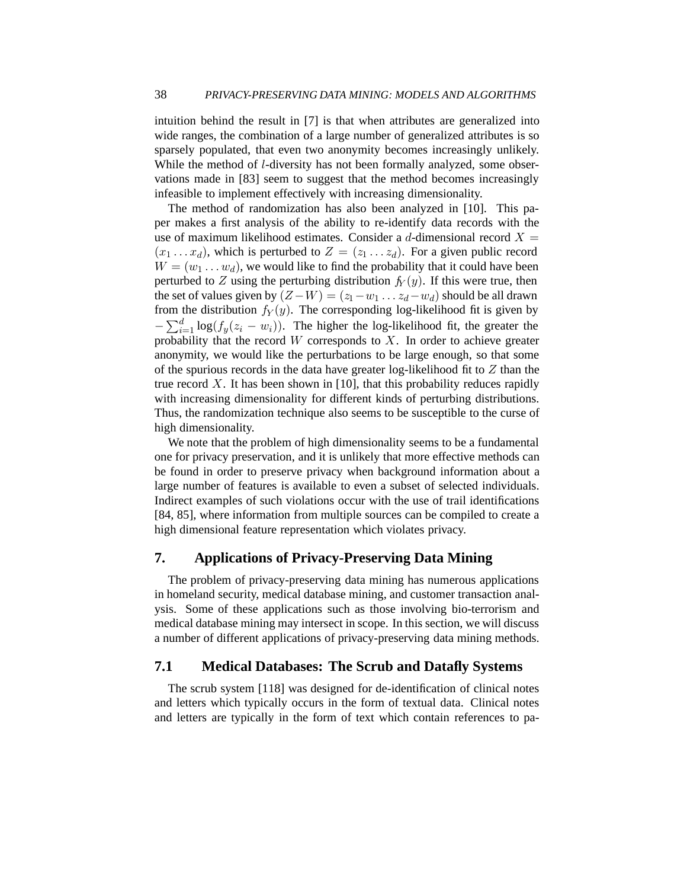intuition behind the result in [7] is that when attributes are generalized into wide ranges, the combination of a large number of generalized attributes is so sparsely populated, that even two anonymity becomes increasingly unlikely. While the method of $l$-diversity has not been formally analyzed, some observations made in [83] seem to suggest that the method becomes increasingly infeasible to implement effectively with increasing dimensionality.

The method of randomization has also been analyzed in [10]. This paper makes a first analysis of the ability to re-identify data records with the use of maximum likelihood estimates. Consider a $d$-dimensional record $X = (x_1 \ldots x_d)$, which is perturbed to $Z = (z_1 \ldots z_d)$. For a given public record $W = (w_1 \ldots w_d)$, we would like to find the probability that it could have been perturbed to $Z$ using the perturbing distribution $f_Y(y)$. If this were true, then the set of values given by $(Z - W) = (z_1 - w_1 \ldots z_d - w_d)$ should be all drawn from the distribution $f_Y(y)$. The corresponding log-likelihood fit is given by $-\sum_{i=1}^{d} \log(f_y(z_i - w_i))$. The higher the log-likelihood fit, the greater the probability that the record $W$ corresponds to $X$. In order to achieve greater anonymity, we would like the perturbations to be large enough, so that some of the spurious records in the data have greater log-likelihood fit to $Z$ than the true record $X$. It has been shown in [10], that this probability reduces rapidly with increasing dimensionality for different kinds of perturbing distributions. Thus, the randomization technique also seems to be susceptible to the curse of high dimensionality.

We note that the problem of high dimensionality seems to be a fundamental one for privacy preservation, and it is unlikely that more effective methods can be found in order to preserve privacy when background information about a large number of features is available to even a subset of selected individuals. Indirect examples of such violations occur with the use of trail identifications [84, 85], where information from multiple sources can be compiled to create a high dimensional feature representation which violates privacy.

## 7. Applications of Privacy-Preserving Data Mining

The problem of privacy-preserving data mining has numerous applications in homeland security, medical database mining, and customer transaction analysis. Some of these applications such as those involving bio-terrorism and medical database mining may intersect in scope. In this section, we will discuss a number of different applications of privacy-preserving data mining methods.

### 7.1 Medical Databases: The Scrub and Datafly Systems

The scrub system [118] was designed for de-identification of clinical notes and letters which typically occurs in the form of textual data. Clinical notes and letters are typically in the form of text which contain references to pa-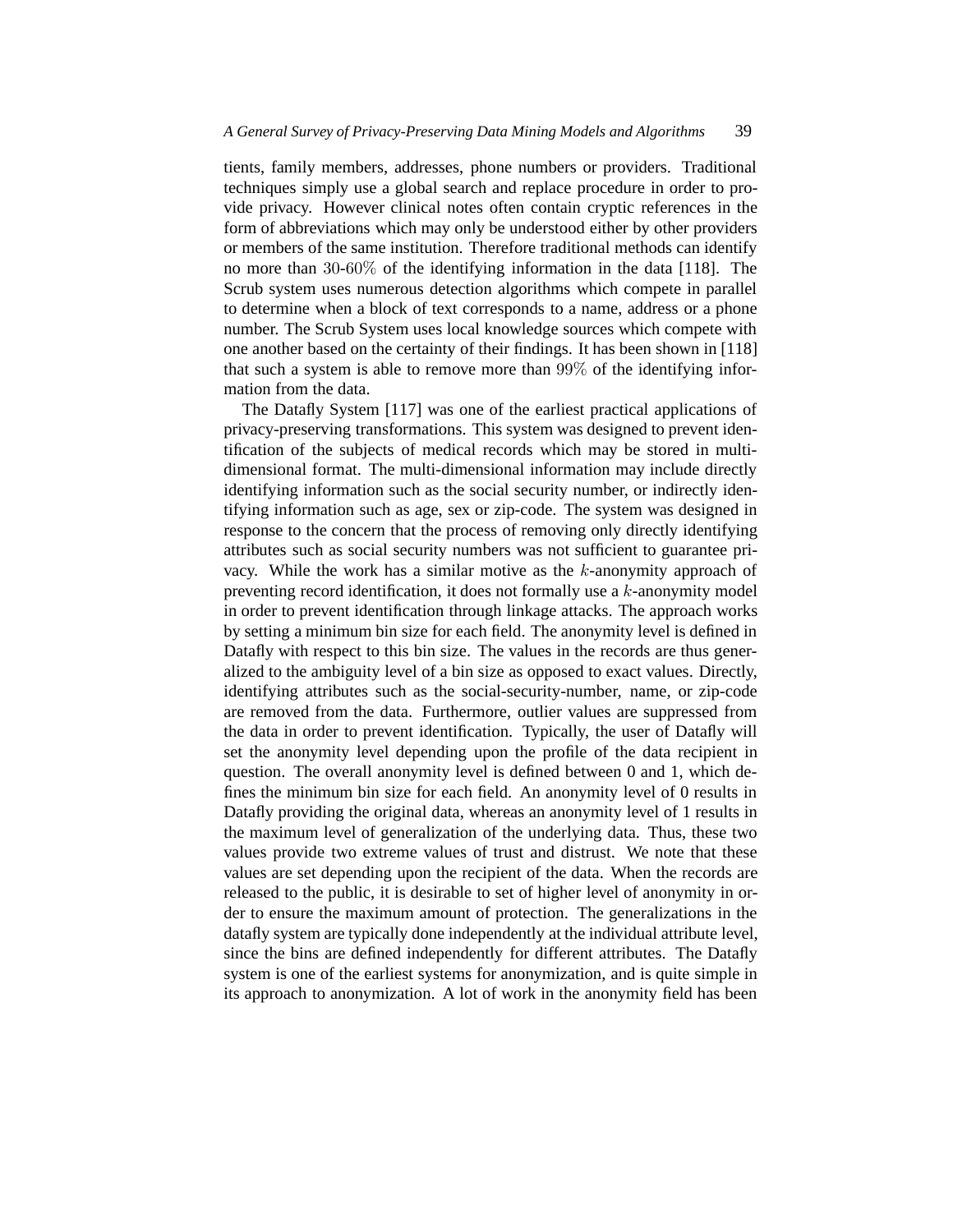tients, family members, addresses, phone numbers or providers. Traditional techniques simply use a global search and replace procedure in order to provide privacy. However clinical notes often contain cryptic references in the form of abbreviations which may only be understood either by other providers or members of the same institution. Therefore traditional methods can identify no more than $30$-$60\%$ of the identifying information in the data [118]. The Scrub system uses numerous detection algorithms which compete in parallel to determine when a block of text corresponds to a name, address or a phone number. The Scrub System uses local knowledge sources which compete with one another based on the certainty of their findings. It has been shown in [118] that such a system is able to remove more than $99\%$ of the identifying information from the data.

The Datafly System [117] was one of the earliest practical applications of privacy-preserving transformations. This system was designed to prevent identification of the subjects of medical records which may be stored in multi-dimensional format. The multi-dimensional information may include directly identifying information such as the social security number, or indirectly identifying information such as age, sex or zip-code. The system was designed in response to the concern that the process of removing only directly identifying attributes such as social security numbers was not sufficient to guarantee privacy. While the work has a similar motive as the $k$-anonymity approach of preventing record identification, it does not formally use a $k$-anonymity model in order to prevent identification through linkage attacks. The approach works by setting a minimum bin size for each field. The anonymity level is defined in Datafly with respect to this bin size. The values in the records are thus generalized to the ambiguity level of a bin size as opposed to exact values. Directly, identifying attributes such as the social-security-number, name, or zip-code are removed from the data. Furthermore, outlier values are suppressed from the data in order to prevent identification. Typically, the user of Datafly will set the anonymity level depending upon the profile of the data recipient in question. The overall anonymity level is defined between 0 and 1, which defines the minimum bin size for each field. An anonymity level of 0 results in Datafly providing the original data, whereas an anonymity level of 1 results in the maximum level of generalization of the underlying data. Thus, these two values provide two extreme values of trust and distrust. We note that these values are set depending upon the recipient of the data. When the records are released to the public, it is desirable to set of higher level of anonymity in order to ensure the maximum amount of protection. The generalizations in the datafly system are typically done independently at the individual attribute level, since the bins are defined independently for different attributes. The Datafly system is one of the earliest systems for anonymization, and is quite simple in its approach to anonymization. A lot of work in the anonymity field has been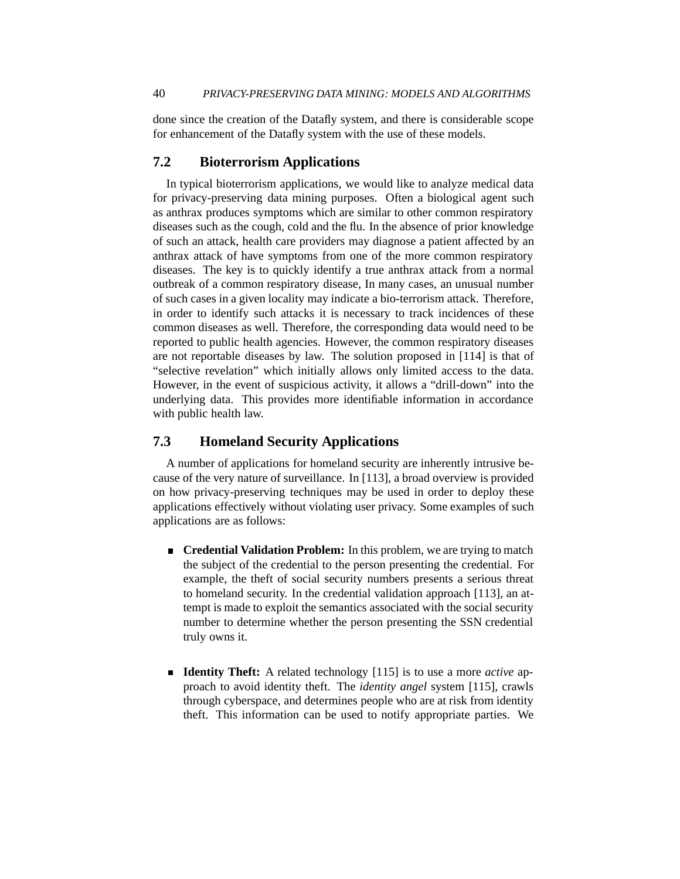done since the creation of the Datafly system, and there is considerable scope for enhancement of the Datafly system with the use of these models.

## 7.2 Bioterrorism Applications

In typical bioterrorism applications, we would like to analyze medical data for privacy-preserving data mining purposes. Often a biological agent such as anthrax produces symptoms which are similar to other common respiratory diseases such as the cough, cold and the flu. In the absence of prior knowledge of such an attack, health care providers may diagnose a patient affected by an anthrax attack of have symptoms from one of the more common respiratory diseases. The key is to quickly identify a true anthrax attack from a normal outbreak of a common respiratory disease, In many cases, an unusual number of such cases in a given locality may indicate a bio-terrorism attack. Therefore, in order to identify such attacks it is necessary to track incidences of these common diseases as well. Therefore, the corresponding data would need to be reported to public health agencies. However, the common respiratory diseases are not reportable diseases by law. The solution proposed in [114] is that of "selective revelation" which initially allows only limited access to the data. However, in the event of suspicious activity, it allows a "drill-down" into the underlying data. This provides more identifiable information in accordance with public health law.

## 7.3 Homeland Security Applications

A number of applications for homeland security are inherently intrusive because of the very nature of surveillance. In [113], a broad overview is provided on how privacy-preserving techniques may be used in order to deploy these applications effectively without violating user privacy. Some examples of such applications are as follows:

- **Credential Validation Problem:** In this problem, we are trying to match the subject of the credential to the person presenting the credential. For example, the theft of social security numbers presents a serious threat to homeland security. In the credential validation approach [113], an attempt is made to exploit the semantics associated with the social security number to determine whether the person presenting the SSN credential truly owns it.

- **Identity Theft:** A related technology [115] is to use a more *active* approach to avoid identity theft. The *identity angel* system [115], crawls through cyberspace, and determines people who are at risk from identity theft. This information can be used to notify appropriate parties. We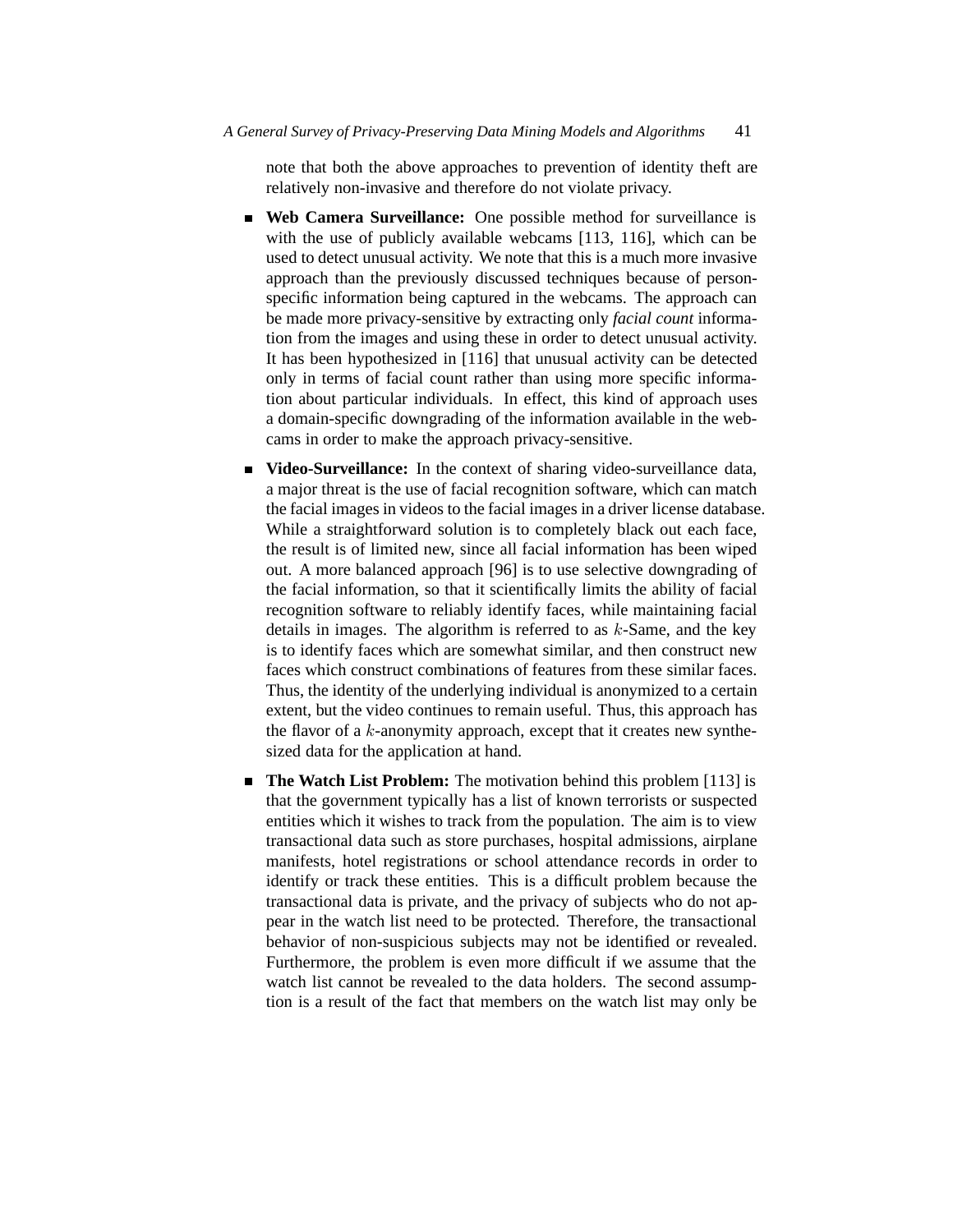note that both the above approaches to prevention of identity theft are relatively non-invasive and therefore do not violate privacy.

- **Web Camera Surveillance:** One possible method for surveillance is with the use of publicly available webcams [113, 116], which can be used to detect unusual activity. We note that this is a much more invasive approach than the previously discussed techniques because of person-specific information being captured in the webcams. The approach can be made more privacy-sensitive by extracting only *facial count* information from the images and using these in order to detect unusual activity. It has been hypothesized in [116] that unusual activity can be detected only in terms of facial count rather than using more specific information about particular individuals. In effect, this kind of approach uses a domain-specific downgrading of the information available in the webcams in order to make the approach privacy-sensitive.

- **Video-Surveillance:** In the context of sharing video-surveillance data, a major threat is the use of facial recognition software, which can match the facial images in videos to the facial images in a driver license database. While a straightforward solution is to completely black out each face, the result is of limited new, since all facial information has been wiped out. A more balanced approach [96] is to use selective downgrading of the facial information, so that it scientifically limits the ability of facial recognition software to reliably identify faces, while maintaining facial details in images. The algorithm is referred to as $k$-Same, and the key is to identify faces which are somewhat similar, and then construct new faces which construct combinations of features from these similar faces. Thus, the identity of the underlying individual is anonymized to a certain extent, but the video continues to remain useful. Thus, this approach has the flavor of a $k$-anonymity approach, except that it creates new synthesized data for the application at hand.

- **The Watch List Problem:** The motivation behind this problem [113] is that the government typically has a list of known terrorists or suspected entities which it wishes to track from the population. The aim is to view transactional data such as store purchases, hospital admissions, airplane manifests, hotel registrations or school attendance records in order to identify or track these entities. This is a difficult problem because the transactional data is private, and the privacy of subjects who do not appear in the watch list need to be protected. Therefore, the transactional behavior of non-suspicious subjects may not be identified or revealed. Furthermore, the problem is even more difficult if we assume that the watch list cannot be revealed to the data holders. The second assumption is a result of the fact that members on the watch list may only be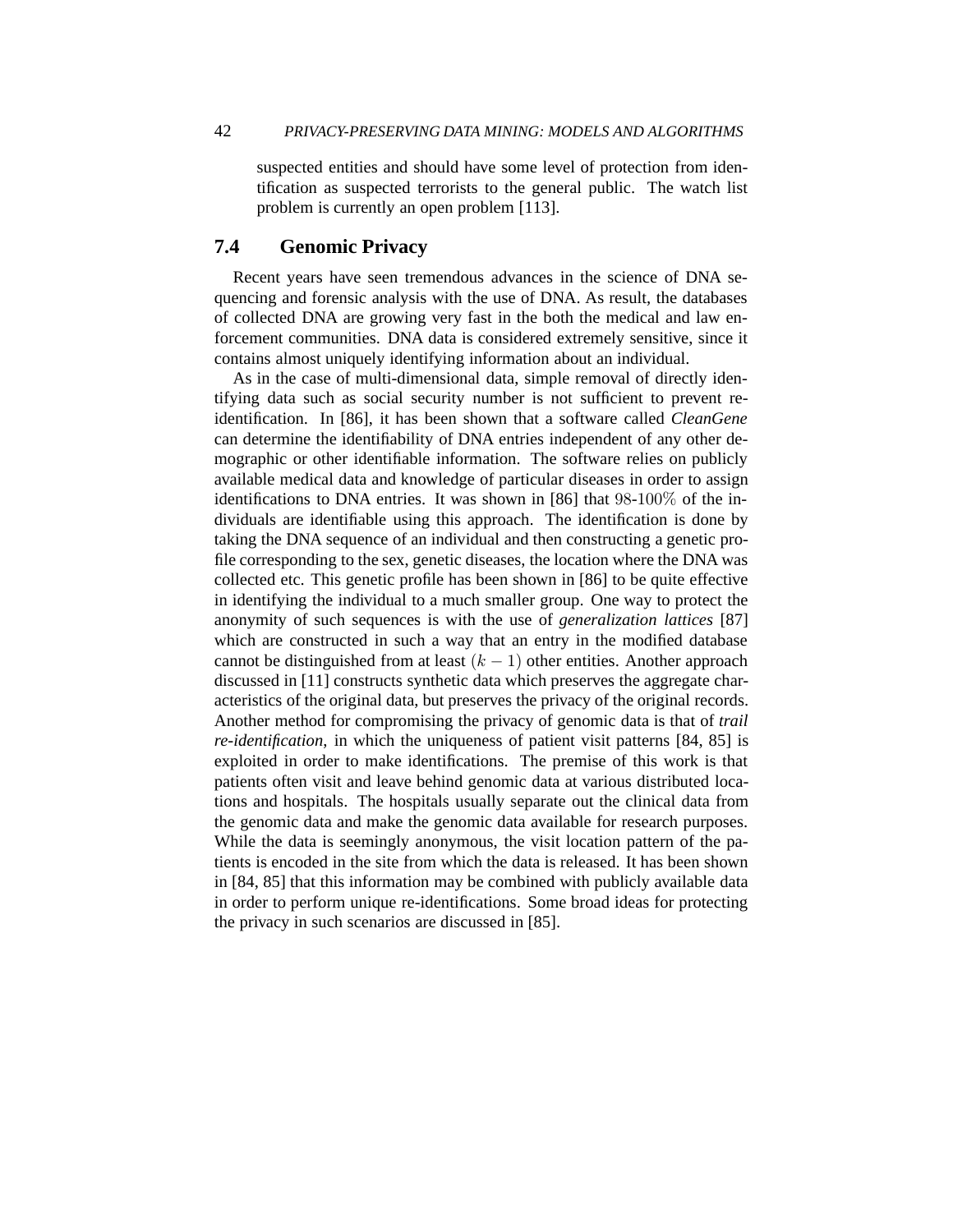suspected entities and should have some level of protection from identification as suspected terrorists to the general public. The watch list problem is currently an open problem [113].

## 7.4 Genomic Privacy

Recent years have seen tremendous advances in the science of DNA sequencing and forensic analysis with the use of DNA. As result, the databases of collected DNA are growing very fast in the both the medical and law enforcement communities. DNA data is considered extremely sensitive, since it contains almost uniquely identifying information about an individual.

As in the case of multi-dimensional data, simple removal of directly identifying data such as social security number is not sufficient to prevent re-identification. In [86], it has been shown that a software called *CleanGene* can determine the identifiability of DNA entries independent of any other demographic or other identifiable information. The software relies on publicly available medical data and knowledge of particular diseases in order to assign identifications to DNA entries. It was shown in [86] that $98$-$100\%$ of the individuals are identifiable using this approach. The identification is done by taking the DNA sequence of an individual and then constructing a genetic profile corresponding to the sex, genetic diseases, the location where the DNA was collected etc. This genetic profile has been shown in [86] to be quite effective in identifying the individual to a much smaller group. One way to protect the anonymity of such sequences is with the use of *generalization lattices* [87] which are constructed in such a way that an entry in the modified database cannot be distinguished from at least $(k-1)$ other entities. Another approach discussed in [11] constructs synthetic data which preserves the aggregate characteristics of the original data, but preserves the privacy of the original records. Another method for compromising the privacy of genomic data is that of *trail re-identification*, in which the uniqueness of patient visit patterns [84, 85] is exploited in order to make identifications. The premise of this work is that patients often visit and leave behind genomic data at various distributed locations and hospitals. The hospitals usually separate out the clinical data from the genomic data and make the genomic data available for research purposes. While the data is seemingly anonymous, the visit location pattern of the patients is encoded in the site from which the data is released. It has been shown in [84, 85] that this information may be combined with publicly available data in order to perform unique re-identifications. Some broad ideas for protecting the privacy in such scenarios are discussed in [85].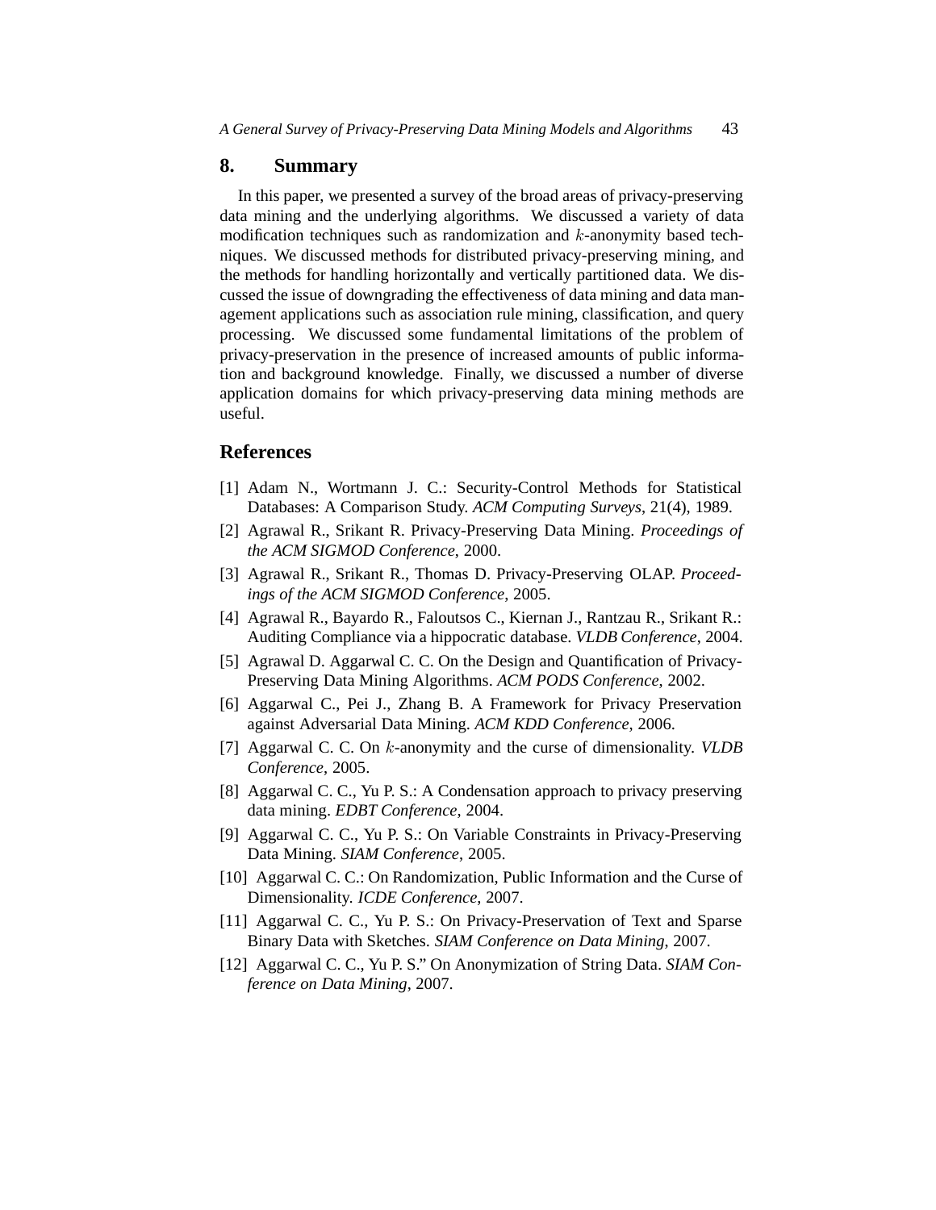## 8. Summary

In this paper, we presented a survey of the broad areas of privacy-preserving data mining and the underlying algorithms. We discussed a variety of data modification techniques such as randomization and $k$-anonymity based techniques. We discussed methods for distributed privacy-preserving mining, and the methods for handling horizontally and vertically partitioned data. We discussed the issue of downgrading the effectiveness of data mining and data management applications such as association rule mining, classification, and query processing. We discussed some fundamental limitations of the problem of privacy-preservation in the presence of increased amounts of public information and background knowledge. Finally, we discussed a number of diverse application domains for which privacy-preserving data mining methods are useful.

## References

[1] Adam N., Wortmann J. C.: Security-Control Methods for Statistical Databases: A Comparison Study. *ACM Computing Surveys*, 21(4), 1989.

[2] Agrawal R., Srikant R. Privacy-Preserving Data Mining. *Proceedings of the ACM SIGMOD Conference*, 2000.

[3] Agrawal R., Srikant R., Thomas D. Privacy-Preserving OLAP. *Proceedings of the ACM SIGMOD Conference*, 2005.

[4] Agrawal R., Bayardo R., Faloutsos C., Kiernan J., Rantzau R., Srikant R.: Auditing Compliance via a hippocratic database. *VLDB Conference*, 2004.

[5] Agrawal D. Aggarwal C. C. On the Design and Quantification of Privacy-Preserving Data Mining Algorithms. *ACM PODS Conference*, 2002.

[6] Aggarwal C., Pei J., Zhang B. A Framework for Privacy Preservation against Adversarial Data Mining. *ACM KDD Conference*, 2006.

[7] Aggarwal C. C. On $k$-anonymity and the curse of dimensionality. *VLDB Conference*, 2005.

[8] Aggarwal C. C., Yu P. S.: A Condensation approach to privacy preserving data mining. *EDBT Conference*, 2004.

[9] Aggarwal C. C., Yu P. S.: On Variable Constraints in Privacy-Preserving Data Mining. *SIAM Conference*, 2005.

[10] Aggarwal C. C.: On Randomization, Public Information and the Curse of Dimensionality. *ICDE Conference*, 2007.

[11] Aggarwal C. C., Yu P. S.: On Privacy-Preservation of Text and Sparse Binary Data with Sketches. *SIAM Conference on Data Mining*, 2007.

[12] Aggarwal C. C., Yu P. S." On Anonymization of String Data. *SIAM Conference on Data Mining*, 2007.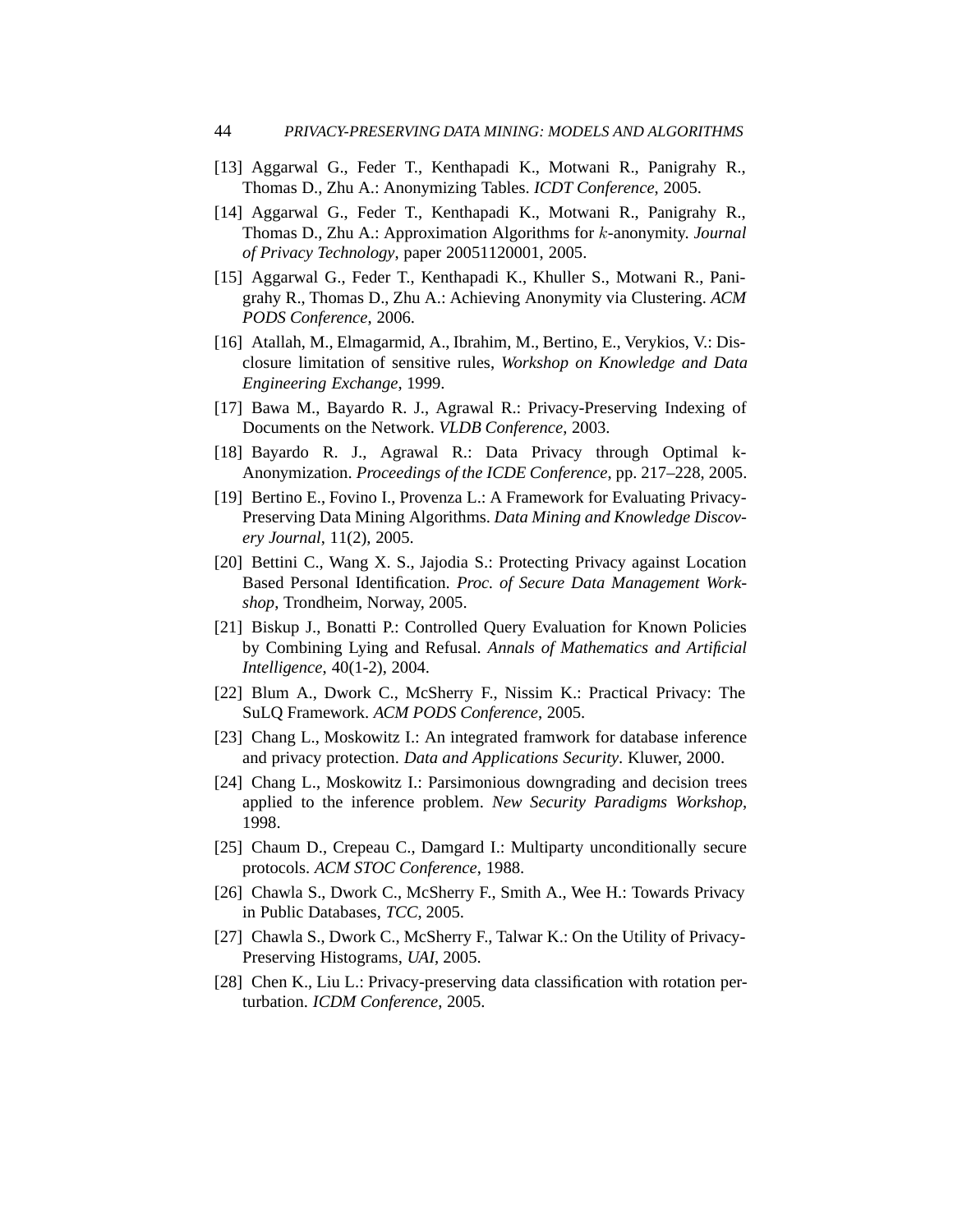[13] Aggarwal G., Feder T., Kenthapadi K., Motwani R., Panigrahy R., Thomas D., Zhu A.: Anonymizing Tables. *ICDT Conference*, 2005.

[14] Aggarwal G., Feder T., Kenthapadi K., Motwani R., Panigrahy R., Thomas D., Zhu A.: Approximation Algorithms for $k$-anonymity. *Journal of Privacy Technology*, paper 20051120001, 2005.

[15] Aggarwal G., Feder T., Kenthapadi K., Khuller S., Motwani R., Panigrahy R., Thomas D., Zhu A.: Achieving Anonymity via Clustering. *ACM PODS Conference*, 2006.

[16] Atallah, M., Elmagarmid, A., Ibrahim, M., Bertino, E., Verykios, V.: Disclosure limitation of sensitive rules, *Workshop on Knowledge and Data Engineering Exchange*, 1999.

[17] Bawa M., Bayardo R. J., Agrawal R.: Privacy-Preserving Indexing of Documents on the Network. *VLDB Conference*, 2003.

[18] Bayardo R. J., Agrawal R.: Data Privacy through Optimal k-Anonymization. *Proceedings of the ICDE Conference*, pp. 217–228, 2005.

[19] Bertino E., Fovino I., Provenza L.: A Framework for Evaluating Privacy-Preserving Data Mining Algorithms. *Data Mining and Knowledge Discovery Journal*, 11(2), 2005.

[20] Bettini C., Wang X. S., Jajodia S.: Protecting Privacy against Location Based Personal Identification. *Proc. of Secure Data Management Workshop*, Trondheim, Norway, 2005.

[21] Biskup J., Bonatti P.: Controlled Query Evaluation for Known Policies by Combining Lying and Refusal. *Annals of Mathematics and Artificial Intelligence*, 40(1-2), 2004.

[22] Blum A., Dwork C., McSherry F., Nissim K.: Practical Privacy: The SuLQ Framework. *ACM PODS Conference*, 2005.

[23] Chang L., Moskowitz I.: An integrated framwork for database inference and privacy protection. *Data and Applications Security*. Kluwer, 2000.

[24] Chang L., Moskowitz I.: Parsimonious downgrading and decision trees applied to the inference problem. *New Security Paradigms Workshop*, 1998.

[25] Chaum D., Crepeau C., Damgard I.: Multiparty unconditionally secure protocols. *ACM STOC Conference*, 1988.

[26] Chawla S., Dwork C., McSherry F., Smith A., Wee H.: Towards Privacy in Public Databases, *TCC*, 2005.

[27] Chawla S., Dwork C., McSherry F., Talwar K.: On the Utility of Privacy-Preserving Histograms, *UAI*, 2005.

[28] Chen K., Liu L.: Privacy-preserving data classification with rotation perturbation. *ICDM Conference*, 2005.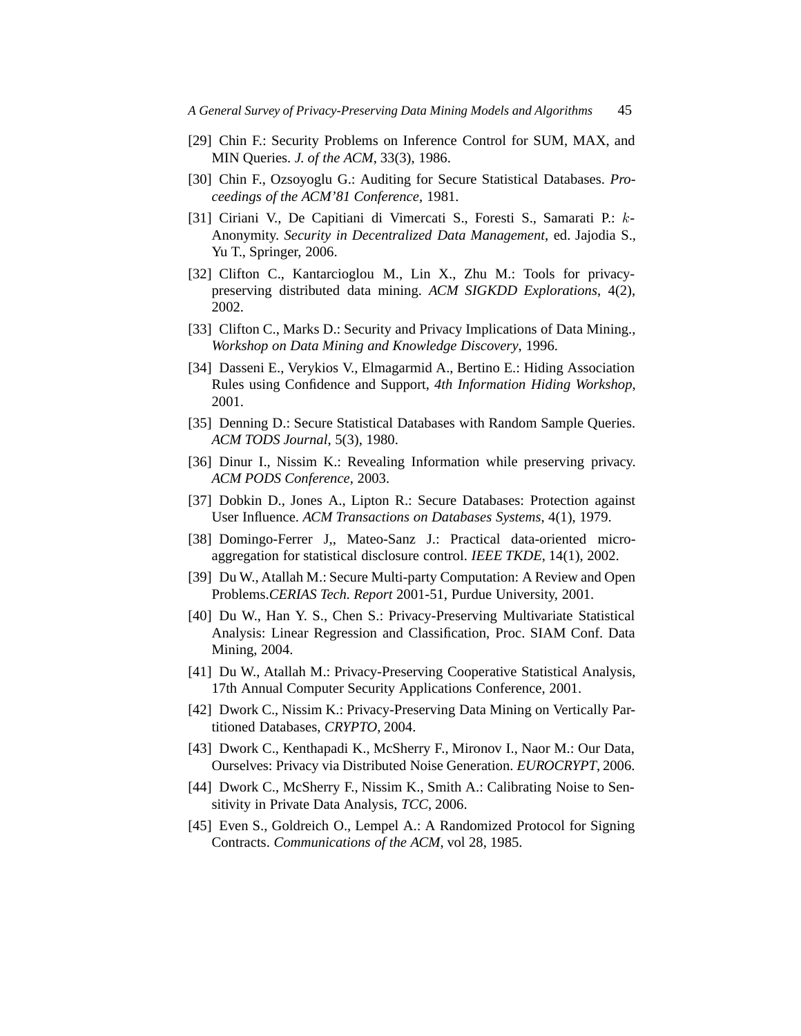[29] Chin F.: Security Problems on Inference Control for SUM, MAX, and MIN Queries. *J. of the ACM*, 33(3), 1986.

[30] Chin F., Ozsoyoglu G.: Auditing for Secure Statistical Databases. *Proceedings of the ACM'81 Conference*, 1981.

[31] Ciriani V., De Capitiani di Vimercati S., Foresti S., Samarati P.: $k$-Anonymity. *Security in Decentralized Data Management*, ed. Jajodia S., Yu T., Springer, 2006.

[32] Clifton C., Kantarcioglou M., Lin X., Zhu M.: Tools for privacy-preserving distributed data mining. *ACM SIGKDD Explorations*, 4(2), 2002.

[33] Clifton C., Marks D.: Security and Privacy Implications of Data Mining., *Workshop on Data Mining and Knowledge Discovery*, 1996.

[34] Dasseni E., Verykios V., Elmagarmid A., Bertino E.: Hiding Association Rules using Confidence and Support, *4th Information Hiding Workshop*, 2001.

[35] Denning D.: Secure Statistical Databases with Random Sample Queries. *ACM TODS Journal*, 5(3), 1980.

[36] Dinur I., Nissim K.: Revealing Information while preserving privacy. *ACM PODS Conference*, 2003.

[37] Dobkin D., Jones A., Lipton R.: Secure Databases: Protection against User Influence. *ACM Transactions on Databases Systems*, 4(1), 1979.

[38] Domingo-Ferrer J,, Mateo-Sanz J.: Practical data-oriented micro-aggregation for statistical disclosure control. *IEEE TKDE*, 14(1), 2002.

[39] Du W., Atallah M.: Secure Multi-party Computation: A Review and Open Problems.*CERIAS Tech. Report* 2001-51, Purdue University, 2001.

[40] Du W., Han Y. S., Chen S.: Privacy-Preserving Multivariate Statistical Analysis: Linear Regression and Classification, Proc. SIAM Conf. Data Mining, 2004.

[41] Du W., Atallah M.: Privacy-Preserving Cooperative Statistical Analysis, 17th Annual Computer Security Applications Conference, 2001.

[42] Dwork C., Nissim K.: Privacy-Preserving Data Mining on Vertically Partitioned Databases, *CRYPTO*, 2004.

[43] Dwork C., Kenthapadi K., McSherry F., Mironov I., Naor M.: Our Data, Ourselves: Privacy via Distributed Noise Generation. *EUROCRYPT*, 2006.

[44] Dwork C., McSherry F., Nissim K., Smith A.: Calibrating Noise to Sensitivity in Private Data Analysis, *TCC*, 2006.

[45] Even S., Goldreich O., Lempel A.: A Randomized Protocol for Signing Contracts. *Communications of the ACM*, vol 28, 1985.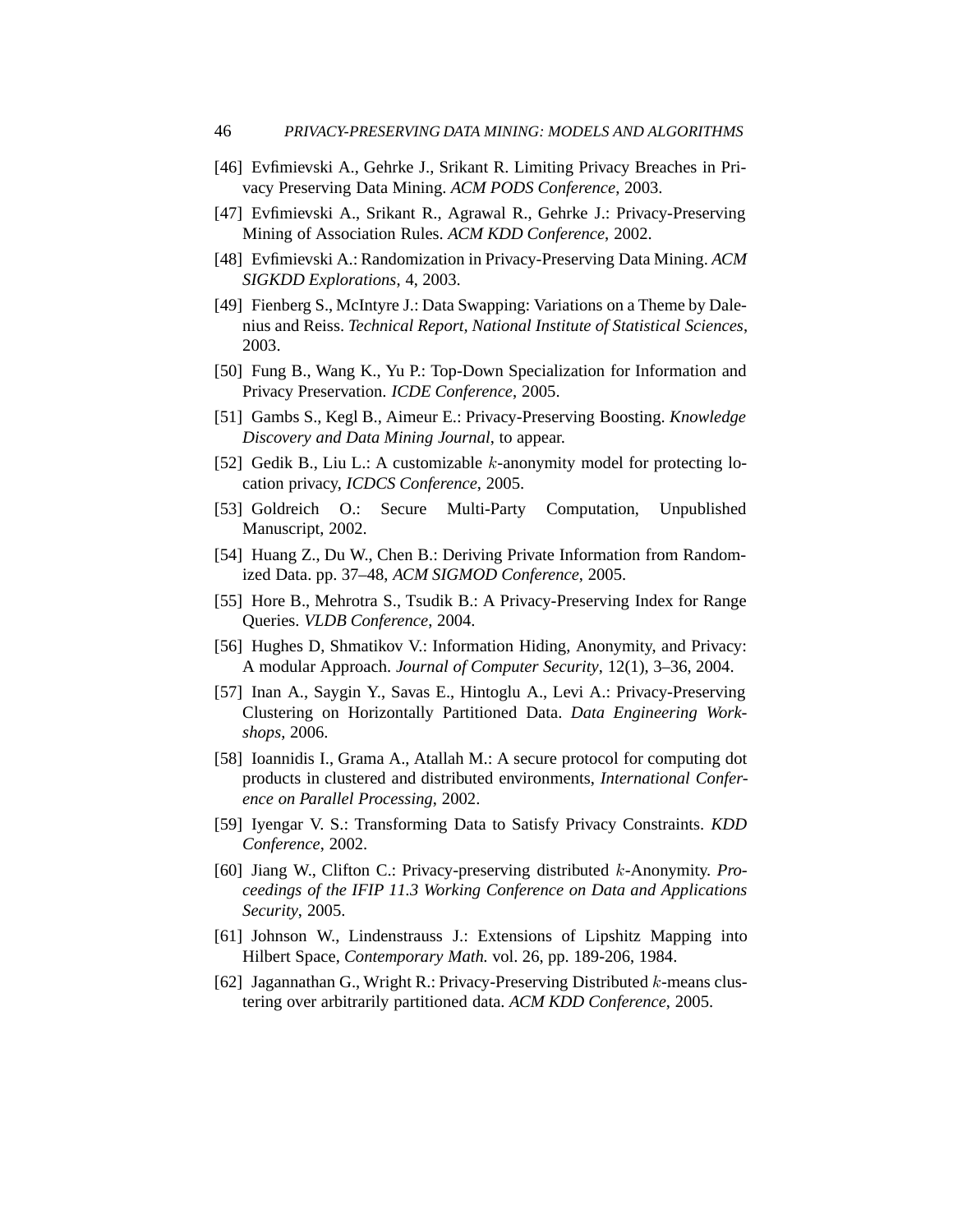[46] Evfimievski A., Gehrke J., Srikant R. Limiting Privacy Breaches in Privacy Preserving Data Mining. *ACM PODS Conference*, 2003.

[47] Evfimievski A., Srikant R., Agrawal R., Gehrke J.: Privacy-Preserving Mining of Association Rules. *ACM KDD Conference*, 2002.

[48] Evfimievski A.: Randomization in Privacy-Preserving Data Mining. *ACM SIGKDD Explorations*, 4, 2003.

[49] Fienberg S., McIntyre J.: Data Swapping: Variations on a Theme by Dalenius and Reiss. *Technical Report, National Institute of Statistical Sciences*, 2003.

[50] Fung B., Wang K., Yu P.: Top-Down Specialization for Information and Privacy Preservation. *ICDE Conference*, 2005.

[51] Gambs S., Kegl B., Aimeur E.: Privacy-Preserving Boosting. *Knowledge Discovery and Data Mining Journal*, to appear.

[52] Gedik B., Liu L.: A customizable $k$-anonymity model for protecting location privacy, *ICDCS Conference*, 2005.

[53] Goldreich O.: Secure Multi-Party Computation, Unpublished Manuscript, 2002.

[54] Huang Z., Du W., Chen B.: Deriving Private Information from Randomized Data. pp. 37–48, *ACM SIGMOD Conference*, 2005.

[55] Hore B., Mehrotra S., Tsudik B.: A Privacy-Preserving Index for Range Queries. *VLDB Conference*, 2004.

[56] Hughes D, Shmatikov V.: Information Hiding, Anonymity, and Privacy: A modular Approach. *Journal of Computer Security*, 12(1), 3–36, 2004.

[57] Inan A., Saygin Y., Savas E., Hintoglu A., Levi A.: Privacy-Preserving Clustering on Horizontally Partitioned Data. *Data Engineering Workshops*, 2006.

[58] Ioannidis I., Grama A., Atallah M.: A secure protocol for computing dot products in clustered and distributed environments, *International Conference on Parallel Processing*, 2002.

[59] Iyengar V. S.: Transforming Data to Satisfy Privacy Constraints. *KDD Conference*, 2002.

[60] Jiang W., Clifton C.: Privacy-preserving distributed $k$-Anonymity. *Proceedings of the IFIP 11.3 Working Conference on Data and Applications Security*, 2005.

[61] Johnson W., Lindenstrauss J.: Extensions of Lipshitz Mapping into Hilbert Space, *Contemporary Math.* vol. 26, pp. 189-206, 1984.

[62] Jagannathan G., Wright R.: Privacy-Preserving Distributed $k$-means clustering over arbitrarily partitioned data. *ACM KDD Conference*, 2005.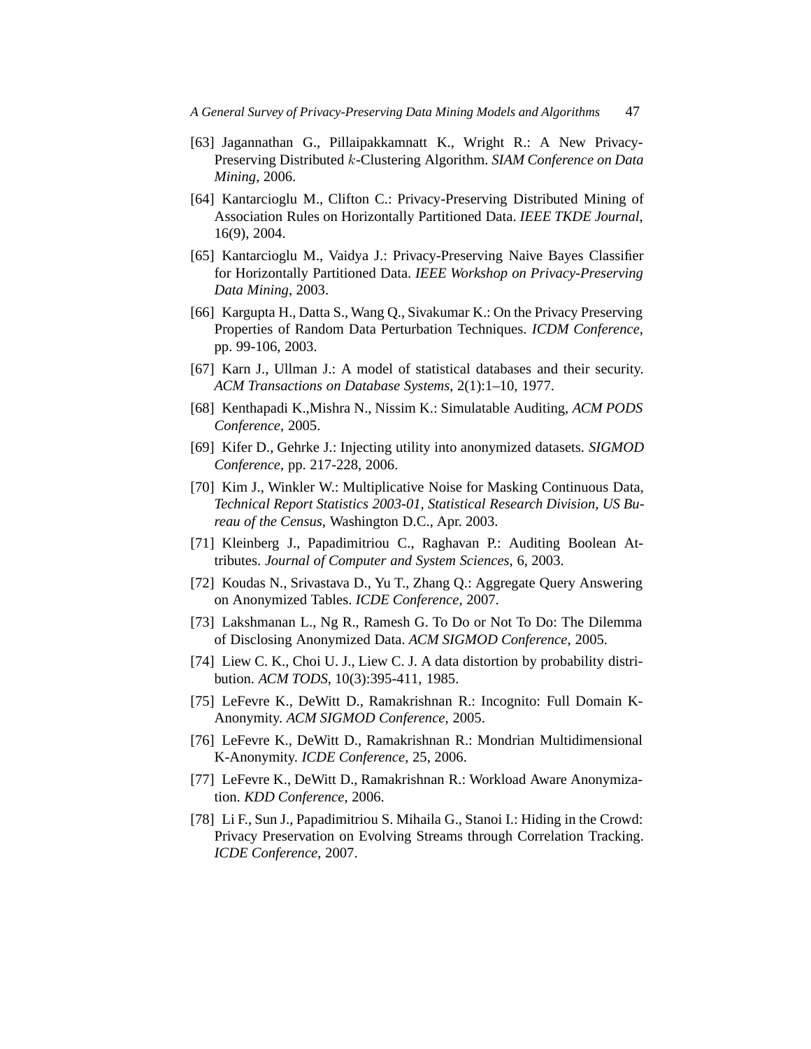[63] Jagannathan G., Pillaipakkamnatt K., Wright R.: A New Privacy-Preserving Distributed $k$-Clustering Algorithm. *SIAM Conference on Data Mining*, 2006.

[64] Kantarcioglu M., Clifton C.: Privacy-Preserving Distributed Mining of Association Rules on Horizontally Partitioned Data. *IEEE TKDE Journal*, 16(9), 2004.

[65] Kantarcioglu M., Vaidya J.: Privacy-Preserving Naive Bayes Classifier for Horizontally Partitioned Data. *IEEE Workshop on Privacy-Preserving Data Mining*, 2003.

[66] Kargupta H., Datta S., Wang Q., Sivakumar K.: On the Privacy Preserving Properties of Random Data Perturbation Techniques. *ICDM Conference*, pp. 99-106, 2003.

[67] Karn J., Ullman J.: A model of statistical databases and their security. *ACM Transactions on Database Systems*, 2(1):1–10, 1977.

[68] Kenthapadi K.,Mishra N., Nissim K.: Simulatable Auditing, *ACM PODS Conference*, 2005.

[69] Kifer D., Gehrke J.: Injecting utility into anonymized datasets. *SIGMOD Conference*, pp. 217-228, 2006.

[70] Kim J., Winkler W.: Multiplicative Noise for Masking Continuous Data, *Technical Report Statistics 2003-01, Statistical Research Division, US Bureau of the Census*, Washington D.C., Apr. 2003.

[71] Kleinberg J., Papadimitriou C., Raghavan P.: Auditing Boolean Attributes. *Journal of Computer and System Sciences*, 6, 2003.

[72] Koudas N., Srivastava D., Yu T., Zhang Q.: Aggregate Query Answering on Anonymized Tables. *ICDE Conference*, 2007.

[73] Lakshmanan L., Ng R., Ramesh G. To Do or Not To Do: The Dilemma of Disclosing Anonymized Data. *ACM SIGMOD Conference*, 2005.

[74] Liew C. K., Choi U. J., Liew C. J. A data distortion by probability distribution. *ACM TODS*, 10(3):395-411, 1985.

[75] LeFevre K., DeWitt D., Ramakrishnan R.: Incognito: Full Domain K-Anonymity. *ACM SIGMOD Conference*, 2005.

[76] LeFevre K., DeWitt D., Ramakrishnan R.: Mondrian Multidimensional K-Anonymity. *ICDE Conference*, 25, 2006.

[77] LeFevre K., DeWitt D., Ramakrishnan R.: Workload Aware Anonymization. *KDD Conference*, 2006.

[78] Li F., Sun J., Papadimitriou S. Mihaila G., Stanoi I.: Hiding in the Crowd: Privacy Preservation on Evolving Streams through Correlation Tracking. *ICDE Conference*, 2007.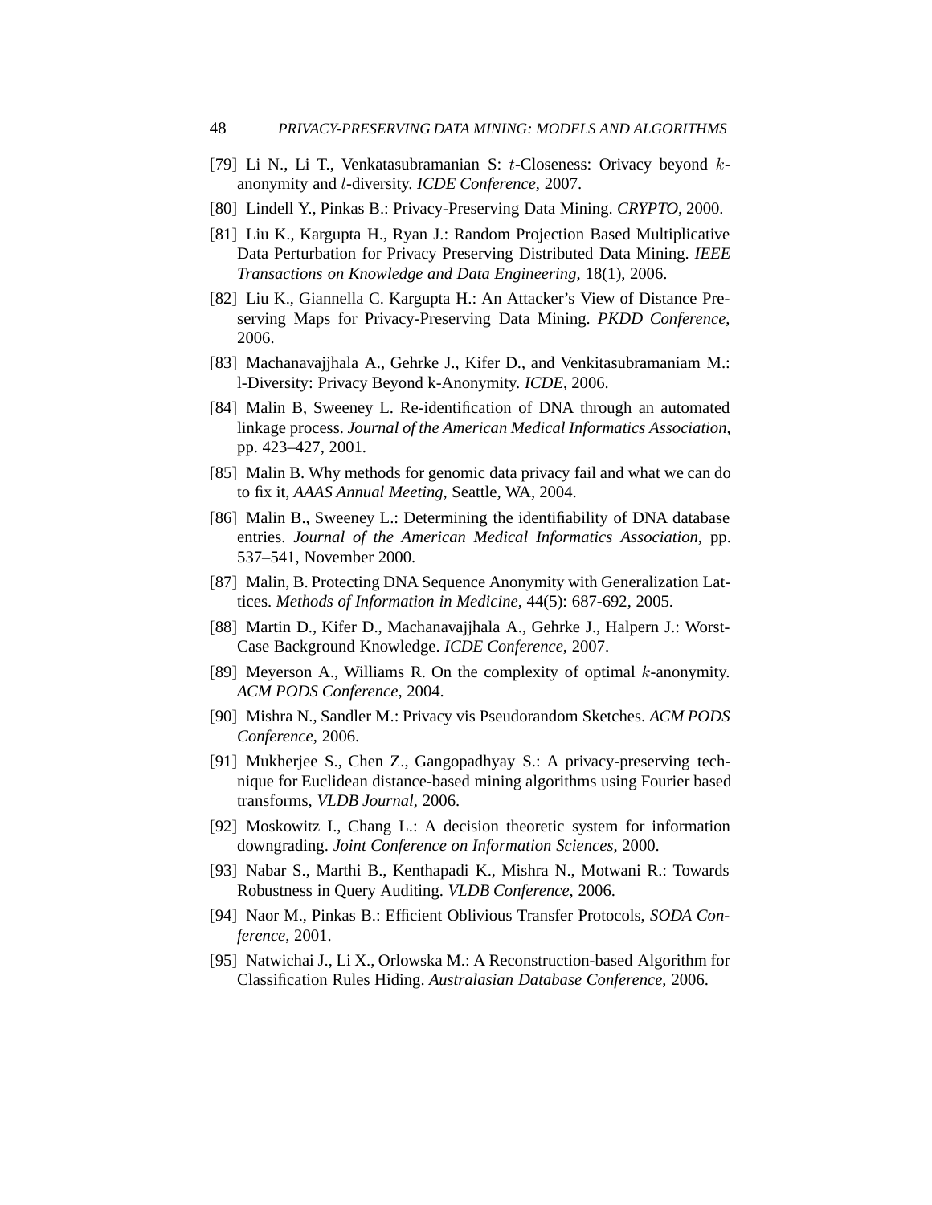[79] Li N., Li T., Venkatasubramanian S: $t$-Closeness: Orivacy beyond $k$-anonymity and $l$-diversity. *ICDE Conference*, 2007.

[80] Lindell Y., Pinkas B.: Privacy-Preserving Data Mining. *CRYPTO*, 2000.

[81] Liu K., Kargupta H., Ryan J.: Random Projection Based Multiplicative Data Perturbation for Privacy Preserving Distributed Data Mining. *IEEE Transactions on Knowledge and Data Engineering*, 18(1), 2006.

[82] Liu K., Giannella C. Kargupta H.: An Attacker's View of Distance Preserving Maps for Privacy-Preserving Data Mining. *PKDD Conference*, 2006.

[83] Machanavajjhala A., Gehrke J., Kifer D., and Venkitasubramaniam M.: l-Diversity: Privacy Beyond k-Anonymity. *ICDE*, 2006.

[84] Malin B, Sweeney L. Re-identification of DNA through an automated linkage process. *Journal of the American Medical Informatics Association*, pp. 423–427, 2001.

[85] Malin B. Why methods for genomic data privacy fail and what we can do to fix it, *AAAS Annual Meeting*, Seattle, WA, 2004.

[86] Malin B., Sweeney L.: Determining the identifiability of DNA database entries. *Journal of the American Medical Informatics Association*, pp. 537–541, November 2000.

[87] Malin, B. Protecting DNA Sequence Anonymity with Generalization Lattices. *Methods of Information in Medicine*, 44(5): 687-692, 2005.

[88] Martin D., Kifer D., Machanavajjhala A., Gehrke J., Halpern J.: Worst-Case Background Knowledge. *ICDE Conference*, 2007.

[89] Meyerson A., Williams R. On the complexity of optimal $k$-anonymity. *ACM PODS Conference*, 2004.

[90] Mishra N., Sandler M.: Privacy vis Pseudorandom Sketches. *ACM PODS Conference*, 2006.

[91] Mukherjee S., Chen Z., Gangopadhyay S.: A privacy-preserving technique for Euclidean distance-based mining algorithms using Fourier based transforms, *VLDB Journal*, 2006.

[92] Moskowitz I., Chang L.: A decision theoretic system for information downgrading. *Joint Conference on Information Sciences*, 2000.

[93] Nabar S., Marthi B., Kenthapadi K., Mishra N., Motwani R.: Towards Robustness in Query Auditing. *VLDB Conference*, 2006.

[94] Naor M., Pinkas B.: Efficient Oblivious Transfer Protocols, *SODA Conference*, 2001.

[95] Natwichai J., Li X., Orlowska M.: A Reconstruction-based Algorithm for Classification Rules Hiding. *Australasian Database Conference*, 2006.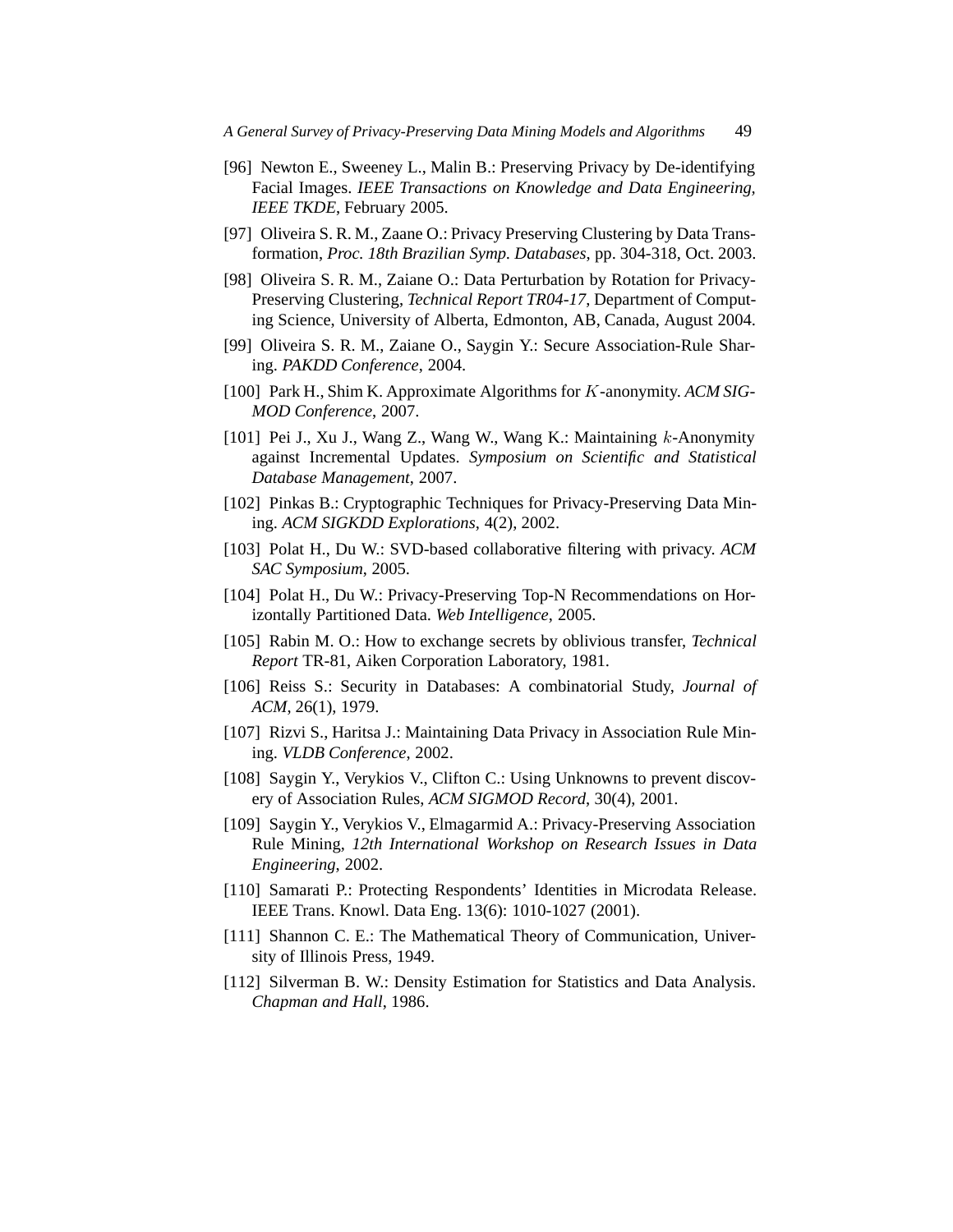[96] Newton E., Sweeney L., Malin B.: Preserving Privacy by De-identifying Facial Images. *IEEE Transactions on Knowledge and Data Engineering, IEEE TKDE*, February 2005.

[97] Oliveira S. R. M., Zaane O.: Privacy Preserving Clustering by Data Transformation, *Proc. 18th Brazilian Symp. Databases*, pp. 304-318, Oct. 2003.

[98] Oliveira S. R. M., Zaiane O.: Data Perturbation by Rotation for Privacy-Preserving Clustering, *Technical Report TR04-17*, Department of Computing Science, University of Alberta, Edmonton, AB, Canada, August 2004.

[99] Oliveira S. R. M., Zaiane O., Saygin Y.: Secure Association-Rule Sharing. *PAKDD Conference*, 2004.

[100] Park H., Shim K. Approximate Algorithms for $K$-anonymity. *ACM SIGMOD Conference*, 2007.

[101] Pei J., Xu J., Wang Z., Wang W., Wang K.: Maintaining $k$-Anonymity against Incremental Updates. *Symposium on Scientific and Statistical Database Management*, 2007.

[102] Pinkas B.: Cryptographic Techniques for Privacy-Preserving Data Mining. *ACM SIGKDD Explorations*, 4(2), 2002.

[103] Polat H., Du W.: SVD-based collaborative filtering with privacy. *ACM SAC Symposium*, 2005.

[104] Polat H., Du W.: Privacy-Preserving Top-N Recommendations on Horizontally Partitioned Data. *Web Intelligence*, 2005.

[105] Rabin M. O.: How to exchange secrets by oblivious transfer, *Technical Report* TR-81, Aiken Corporation Laboratory, 1981.

[106] Reiss S.: Security in Databases: A combinatorial Study, *Journal of ACM*, 26(1), 1979.

[107] Rizvi S., Haritsa J.: Maintaining Data Privacy in Association Rule Mining. *VLDB Conference*, 2002.

[108] Saygin Y., Verykios V., Clifton C.: Using Unknowns to prevent discovery of Association Rules, *ACM SIGMOD Record*, 30(4), 2001.

[109] Saygin Y., Verykios V., Elmagarmid A.: Privacy-Preserving Association Rule Mining, *12th International Workshop on Research Issues in Data Engineering*, 2002.

[110] Samarati P.: Protecting Respondents' Identities in Microdata Release. IEEE Trans. Knowl. Data Eng. 13(6): 1010-1027 (2001).

[111] Shannon C. E.: The Mathematical Theory of Communication, University of Illinois Press, 1949.

[112] Silverman B. W.: Density Estimation for Statistics and Data Analysis. *Chapman and Hall*, 1986.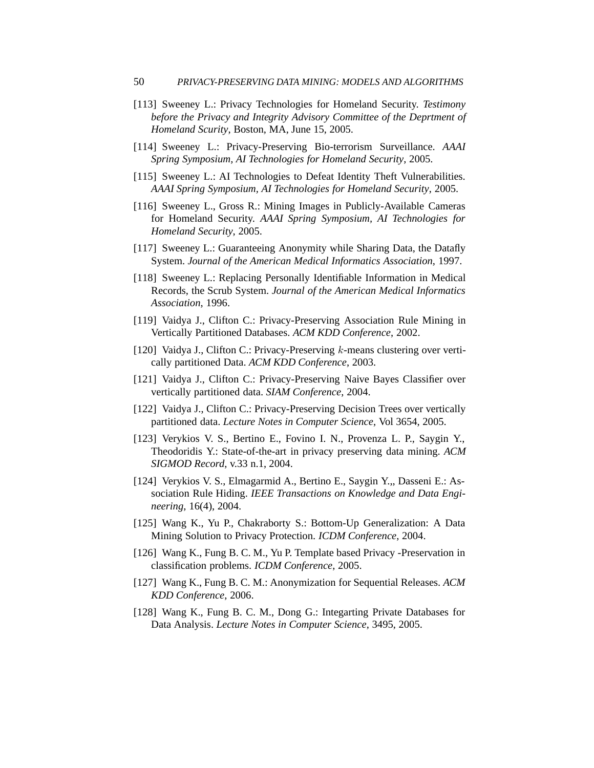[113] Sweeney L.: Privacy Technologies for Homeland Security. *Testimony before the Privacy and Integrity Advisory Committee of the Deprtment of Homeland Scurity*, Boston, MA, June 15, 2005.

[114] Sweeney L.: Privacy-Preserving Bio-terrorism Surveillance. *AAAI Spring Symposium, AI Technologies for Homeland Security*, 2005.

[115] Sweeney L.: AI Technologies to Defeat Identity Theft Vulnerabilities. *AAAI Spring Symposium, AI Technologies for Homeland Security*, 2005.

[116] Sweeney L., Gross R.: Mining Images in Publicly-Available Cameras for Homeland Security. *AAAI Spring Symposium, AI Technologies for Homeland Security*, 2005.

[117] Sweeney L.: Guaranteeing Anonymity while Sharing Data, the Datafly System. *Journal of the American Medical Informatics Association*, 1997.

[118] Sweeney L.: Replacing Personally Identifiable Information in Medical Records, the Scrub System. *Journal of the American Medical Informatics Association*, 1996.

[119] Vaidya J., Clifton C.: Privacy-Preserving Association Rule Mining in Vertically Partitioned Databases. *ACM KDD Conference*, 2002.

[120] Vaidya J., Clifton C.: Privacy-Preserving $k$-means clustering over vertically partitioned Data. *ACM KDD Conference*, 2003.

[121] Vaidya J., Clifton C.: Privacy-Preserving Naive Bayes Classifier over vertically partitioned data. *SIAM Conference*, 2004.

[122] Vaidya J., Clifton C.: Privacy-Preserving Decision Trees over vertically partitioned data. *Lecture Notes in Computer Science*, Vol 3654, 2005.

[123] Verykios V. S., Bertino E., Fovino I. N., Provenza L. P., Saygin Y., Theodoridis Y.: State-of-the-art in privacy preserving data mining. *ACM SIGMOD Record*, v.33 n.1, 2004.

[124] Verykios V. S., Elmagarmid A., Bertino E., Saygin Y.,, Dasseni E.: Association Rule Hiding. *IEEE Transactions on Knowledge and Data Engineering*, 16(4), 2004.

[125] Wang K., Yu P., Chakraborty S.: Bottom-Up Generalization: A Data Mining Solution to Privacy Protection. *ICDM Conference*, 2004.

[126] Wang K., Fung B. C. M., Yu P. Template based Privacy -Preservation in classification problems. *ICDM Conference*, 2005.

[127] Wang K., Fung B. C. M.: Anonymization for Sequential Releases. *ACM KDD Conference*, 2006.

[128] Wang K., Fung B. C. M., Dong G.: Integarting Private Databases for Data Analysis. *Lecture Notes in Computer Science*, 3495, 2005.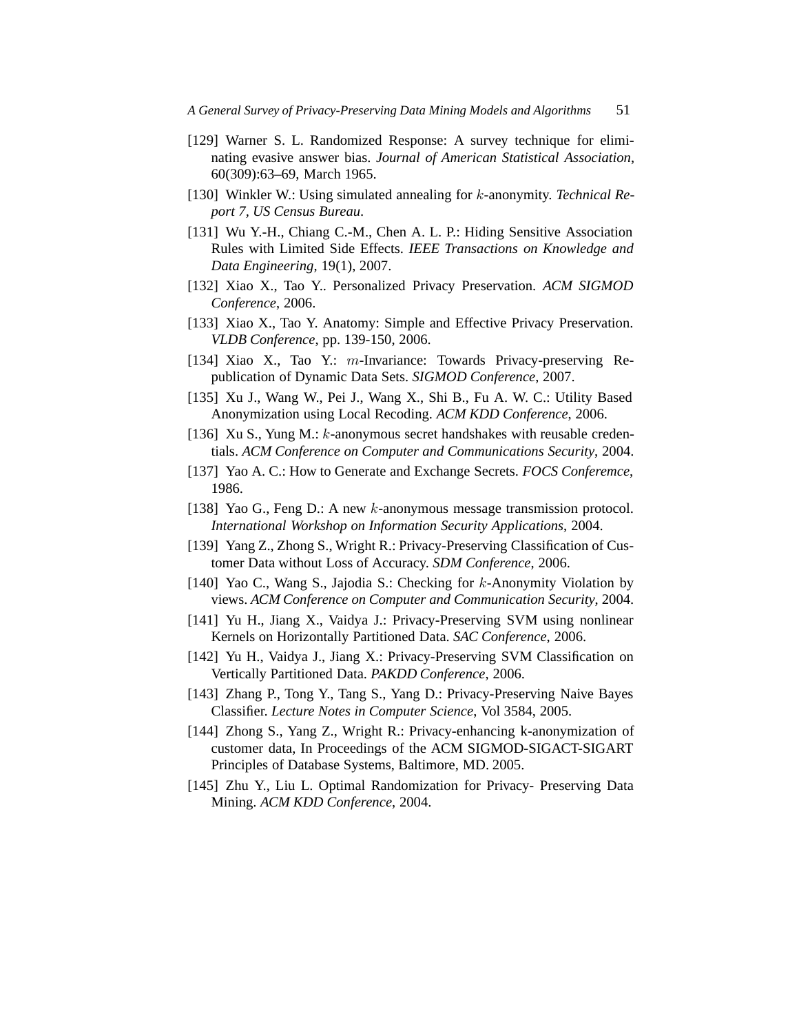[129] Warner S. L. Randomized Response: A survey technique for eliminating evasive answer bias. *Journal of American Statistical Association*, 60(309):63–69, March 1965.

[130] Winkler W.: Using simulated annealing for $k$-anonymity. *Technical Report 7, US Census Bureau*.

[131] Wu Y.-H., Chiang C.-M., Chen A. L. P.: Hiding Sensitive Association Rules with Limited Side Effects. *IEEE Transactions on Knowledge and Data Engineering*, 19(1), 2007.

[132] Xiao X., Tao Y.. Personalized Privacy Preservation. *ACM SIGMOD Conference*, 2006.

[133] Xiao X., Tao Y. Anatomy: Simple and Effective Privacy Preservation. *VLDB Conference*, pp. 139-150, 2006.

[134] Xiao X., Tao Y.: $m$-Invariance: Towards Privacy-preserving Republication of Dynamic Data Sets. *SIGMOD Conference*, 2007.

[135] Xu J., Wang W., Pei J., Wang X., Shi B., Fu A. W. C.: Utility Based Anonymization using Local Recoding. *ACM KDD Conference*, 2006.

[136] Xu S., Yung M.: $k$-anonymous secret handshakes with reusable credentials. *ACM Conference on Computer and Communications Security*, 2004.

[137] Yao A. C.: How to Generate and Exchange Secrets. *FOCS Conferemce*, 1986.

[138] Yao G., Feng D.: A new $k$-anonymous message transmission protocol. *International Workshop on Information Security Applications*, 2004.

[139] Yang Z., Zhong S., Wright R.: Privacy-Preserving Classification of Customer Data without Loss of Accuracy. *SDM Conference*, 2006.

[140] Yao C., Wang S., Jajodia S.: Checking for $k$-Anonymity Violation by views. *ACM Conference on Computer and Communication Security*, 2004.

[141] Yu H., Jiang X., Vaidya J.: Privacy-Preserving SVM using nonlinear Kernels on Horizontally Partitioned Data. *SAC Conference*, 2006.

[142] Yu H., Vaidya J., Jiang X.: Privacy-Preserving SVM Classification on Vertically Partitioned Data. *PAKDD Conference*, 2006.

[143] Zhang P., Tong Y., Tang S., Yang D.: Privacy-Preserving Naive Bayes Classifier. *Lecture Notes in Computer Science*, Vol 3584, 2005.

[144] Zhong S., Yang Z., Wright R.: Privacy-enhancing k-anonymization of customer data, In Proceedings of the ACM SIGMOD-SIGACT-SIGART Principles of Database Systems, Baltimore, MD. 2005.

[145] Zhu Y., Liu L. Optimal Randomization for Privacy- Preserving Data Mining. *ACM KDD Conference*, 2004.